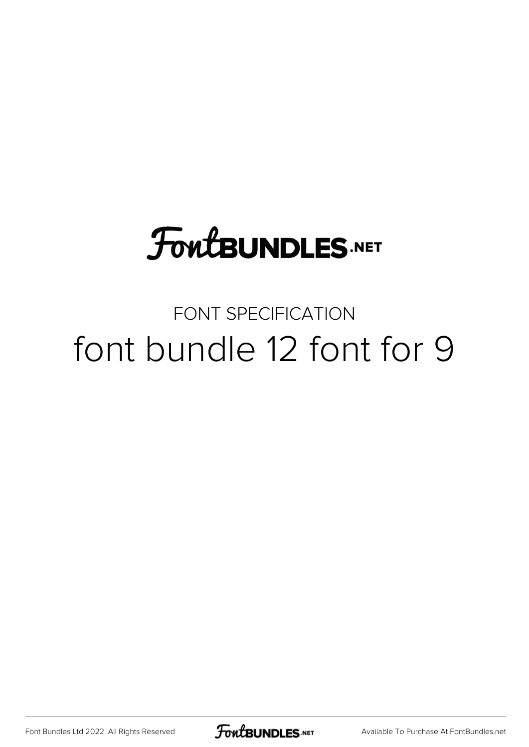FontBUNDLES.NET

FONT SPECIFICATION

# font bundle 12 font for 9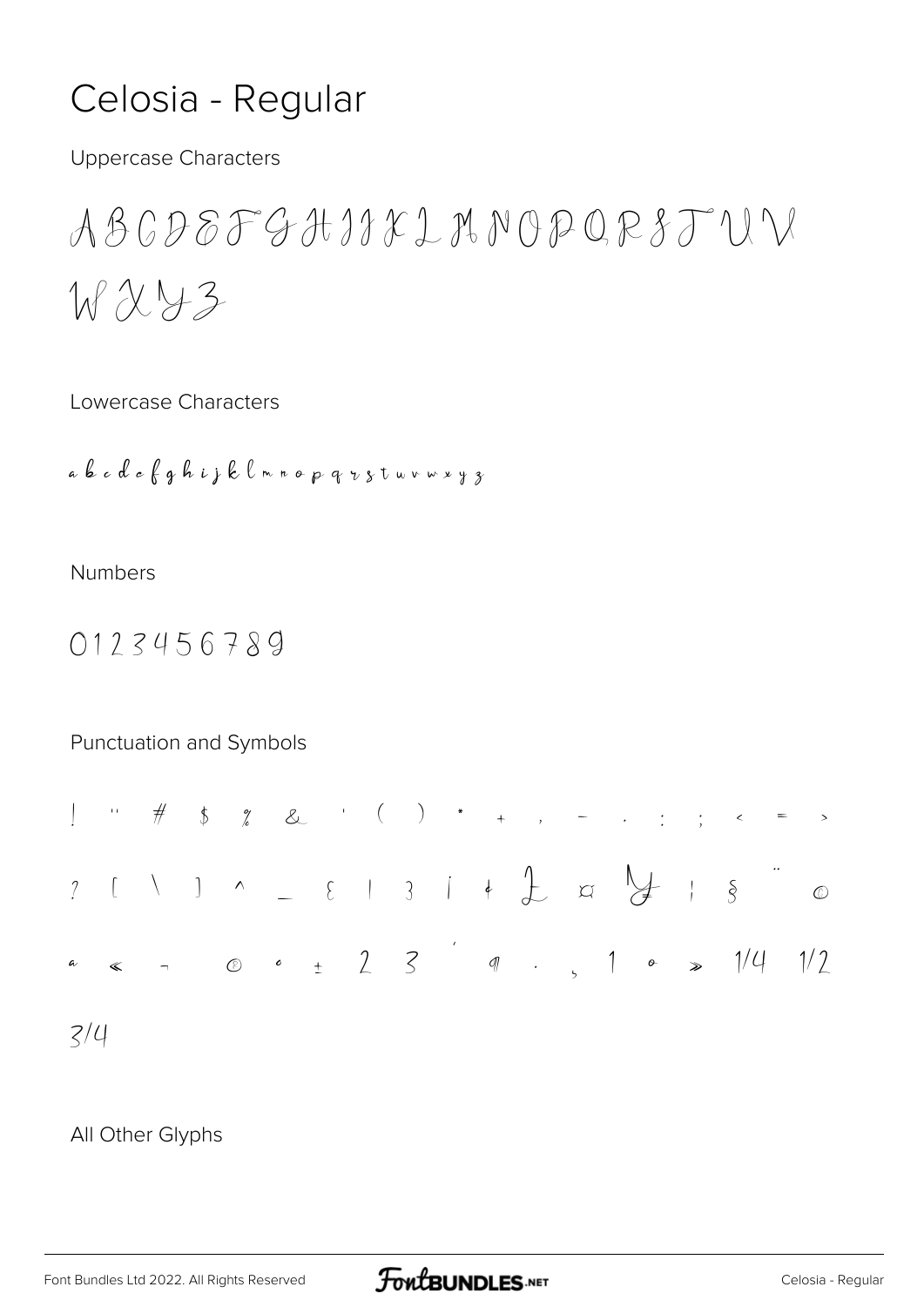# Celosia - Regular

Uppercase Characters

A B C D E F G H I J K L M N O P Q R S T U V W X Y Z

Lowercase Characters

a b c d e f g h i j k l m n o p q r s t u v w x y z

Numbers

0 1 2 3 4 5 6 7 8 9

Punctuation and Symbols

! " # $ % & ' ( ) * + , - . : ; < = > ? [ \ ] ^ _ { | } ¡ ¢ £ ¤ ¥ ¦ § ¨ © ª « ¬ ® ° ± ² ³ ´ ¶ · ¸ ¹ º » 1/4 1/2 3/4

All Other Glyphs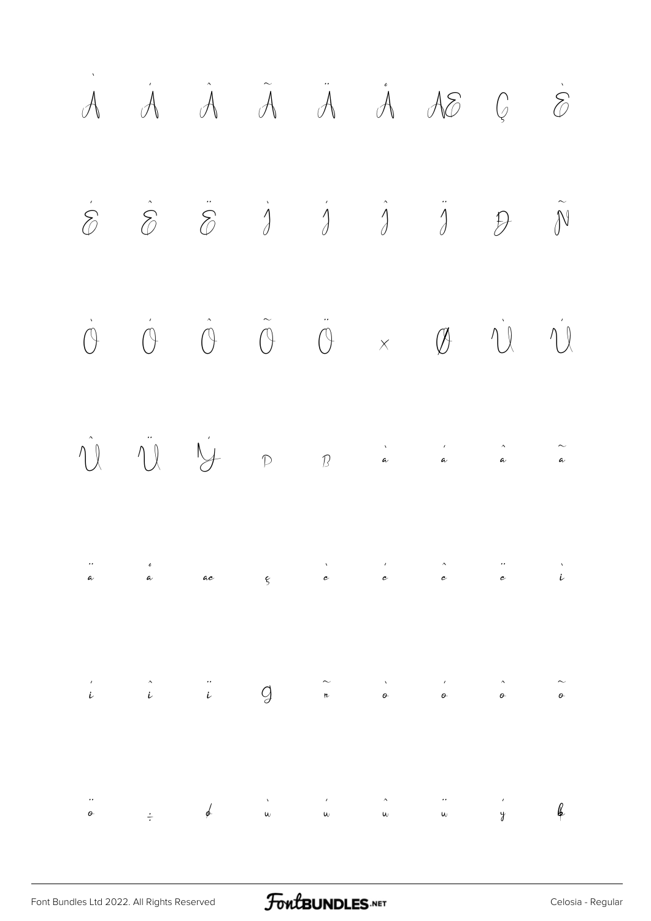À Á Â Ã Ä Å Æ Ç È

É Ê Ë Ì Í Î Ï Ð Ñ

Ò Ó Ô Õ Ö × Ø Ù Ú

Û Ü Ý Þ ß à á â ã

ä å æ ç è é ê ë ì

í î ï ð ñ ò ó ô õ

ö ÷ ø ù ú û ü ý þ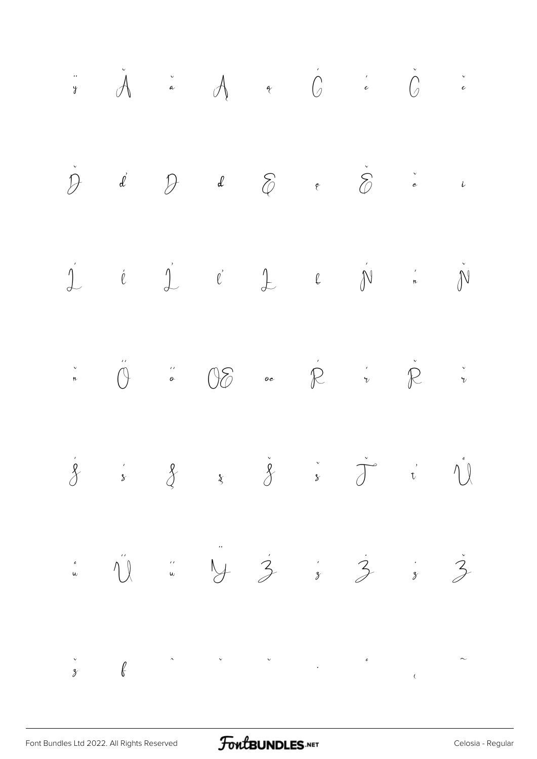ÿ Ă ă Ą ą Ć ć Č č

Ď ď Đ đ Ę ę Ě ě ı

Ĺ ĺ Ľ ľ Ł ł Ń ń Ň

ň Ő ő Œ œ Ŕ ŕ Ř ř

Ś ś Ş ş Š š Ť ť Ů

ů Ű ű Ÿ Ź ź Ż ż Ž

ž ƒ ˆ ˇ ˘ ˙ ˚ ˛ ˜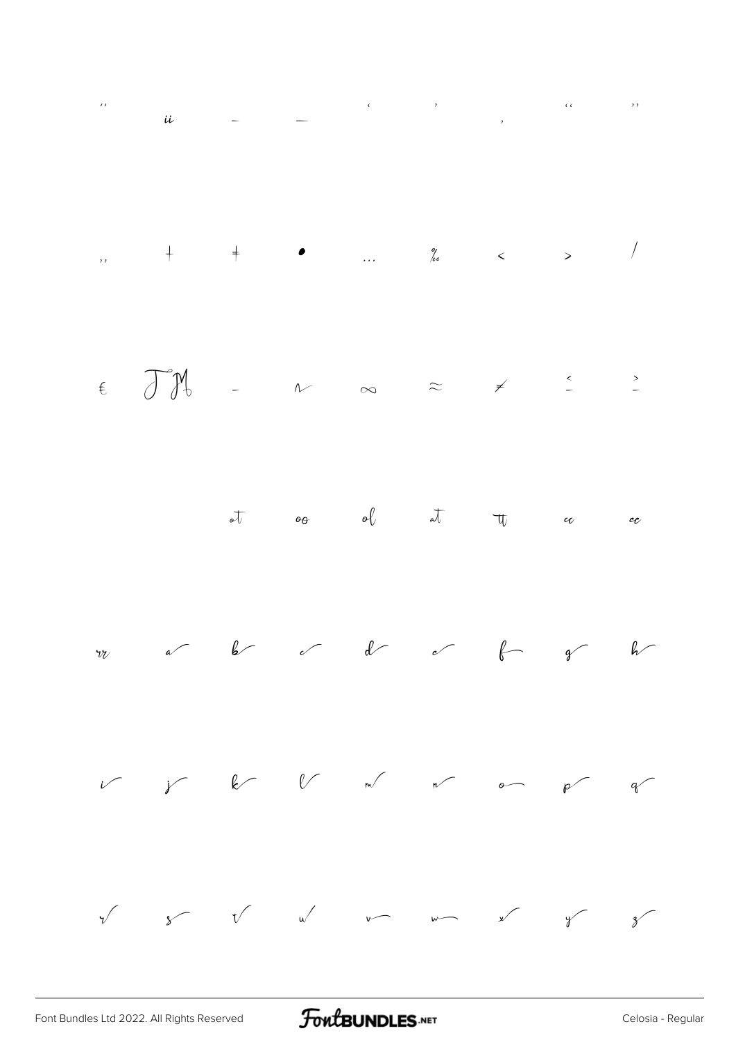'' ii – — ' ' , " "

„ † ‡ • … ‰ < > /

€ ™ - ~ ∞ ≈ ≠ ≤ ≥

ot oo ol at tt cc ec

rr a b c d e f g h

i j k l m n o p q

r s t u v w x y z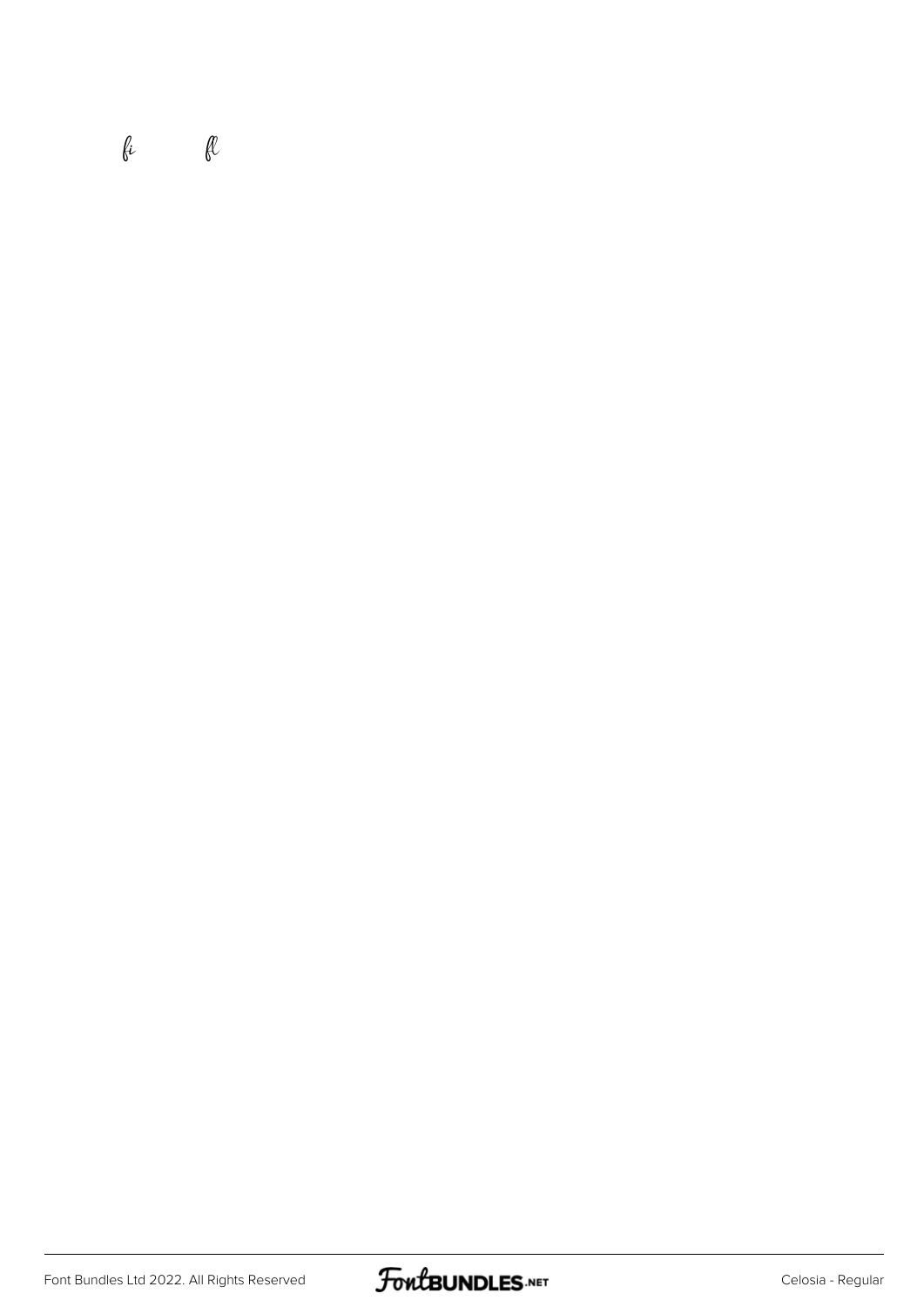ﬁ ﬂ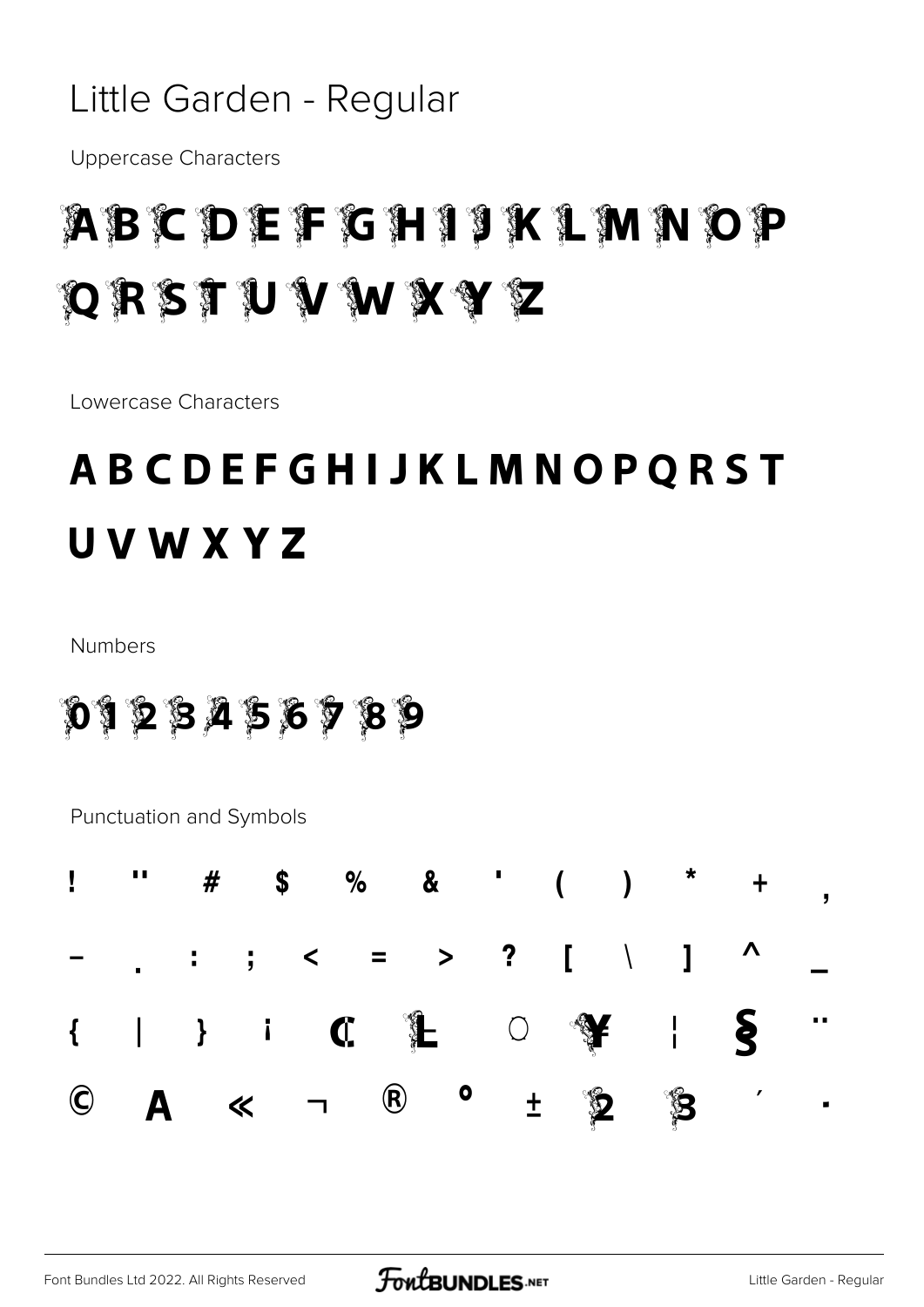# Little Garden - Regular

Uppercase Characters

A B C D E F G H I J K L M N O P

Q R S T U V W X Y Z

Lowercase Characters

A B C D E F G H I J K L M N O P Q R S T

U V W X Y Z

Numbers

0 1 2 3 4 5 6 7 8 9

Punctuation and Symbols

! " # $ % & ' ( ) * + ,

- . : ; < = > ? [ \ ] ^ _

{ | } ¡ ¢ £ ¤ ¥ ¦ § ¨

© ª « ¬ ® ° ± ² ³ ´ ·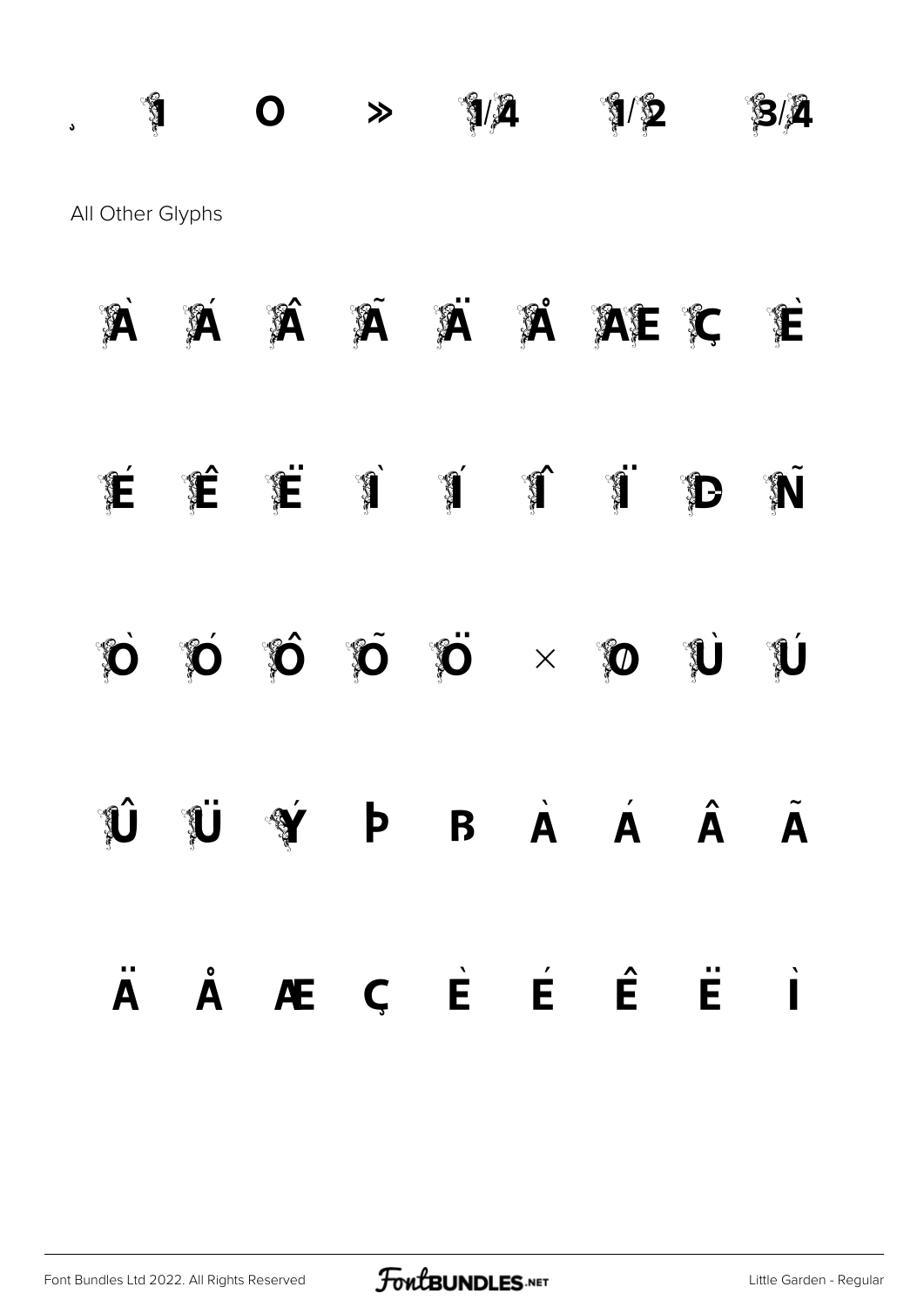¸ ¹ º » ¼ ½ ¾

All Other Glyphs

À Á Â Ã Ä Å Æ Ç È

É Ê Ë Ì Í Î Ï Ð Ñ

Ò Ó Ô Õ Ö × Ø Ù Ú

Û Ü Ý Þ ß à á â ã

ä å æ ç è é ê ë ì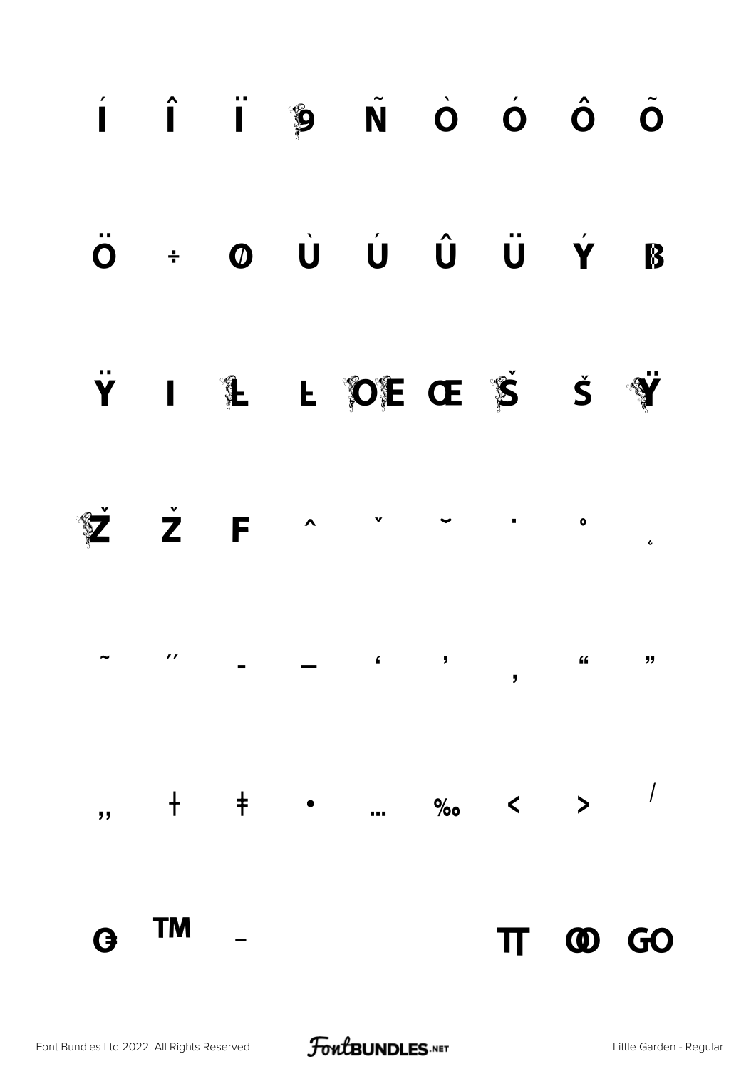Í Î Ï 9 Ñ Ò Ó Ô Õ

Ö ÷ Ø Ù Ú Û Ü Ý ß

Ÿ I Ł Ł Œ œ Š š Ÿ

Ž ž F ˆ ˇ ˘ ˙ ˚ ˛

˜ ˝ – — ‘ ’ ‚ “ ”

„ † ‡ • … ‰ ‹ › ⁄

G ™ −   Π ∞ GO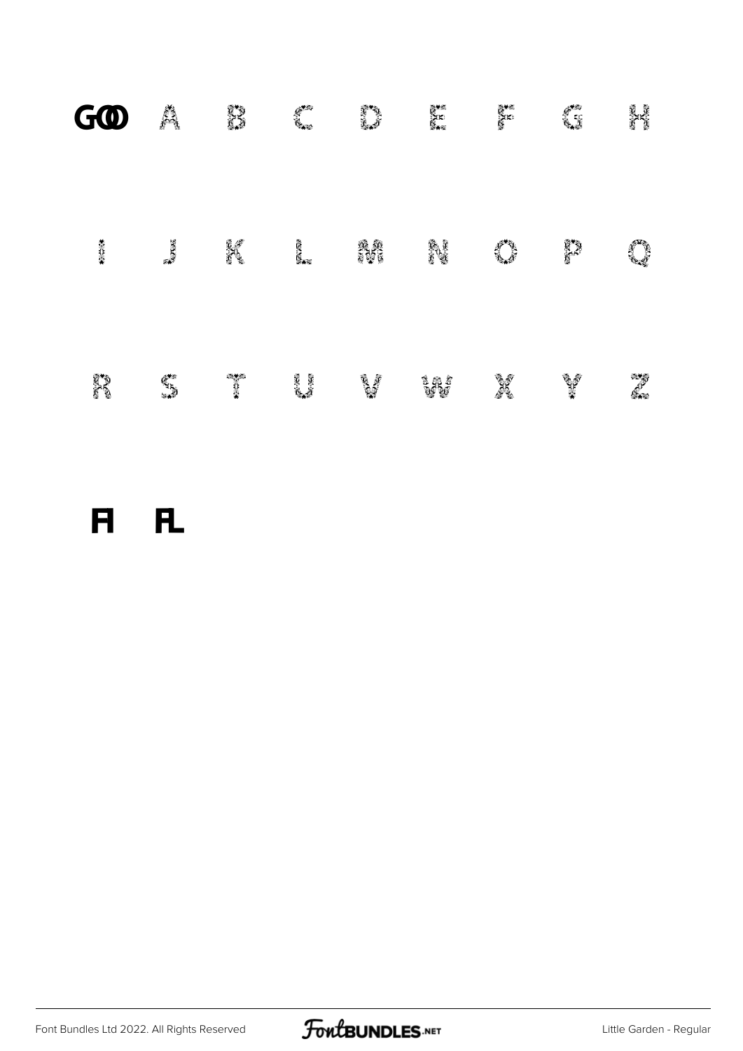GOO A B C D E F G H

I J K L M N O P Q

R S T U V W X Y Z

A AL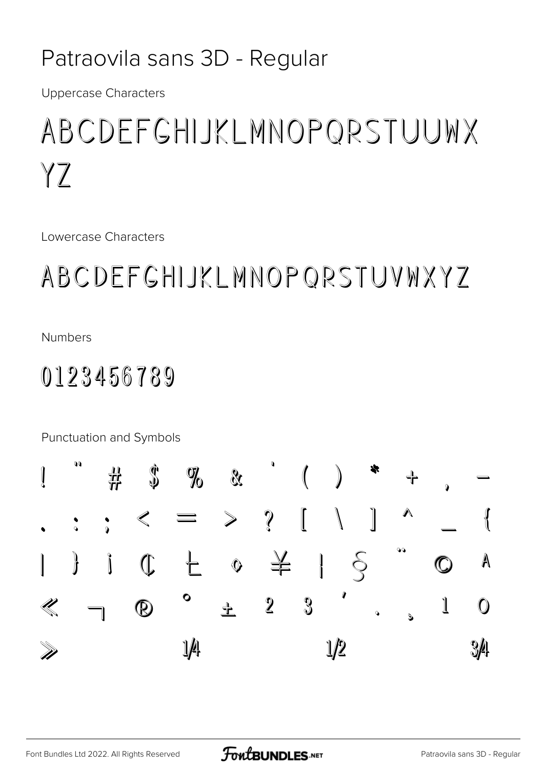# Patraovila sans 3D - Regular

Uppercase Characters

ABCDEFGHIJKLMNOPQRSTUUWX
YZ

Lowercase Characters

ABCDEFGHIJKLMNOPQRSTUVWXYZ

Numbers

0123456789

Punctuation and Symbols

! " # $ % & ' ( ) * + , -
. : ; < = > ? [ \ ] ^ _ {
| } ¡ ¢ £ ¤ ¥ ¦ § ¨ © ª
« ¬ ® ° ± ² ³ ´ · ¸ ¹ º
» ¼ ½ ¾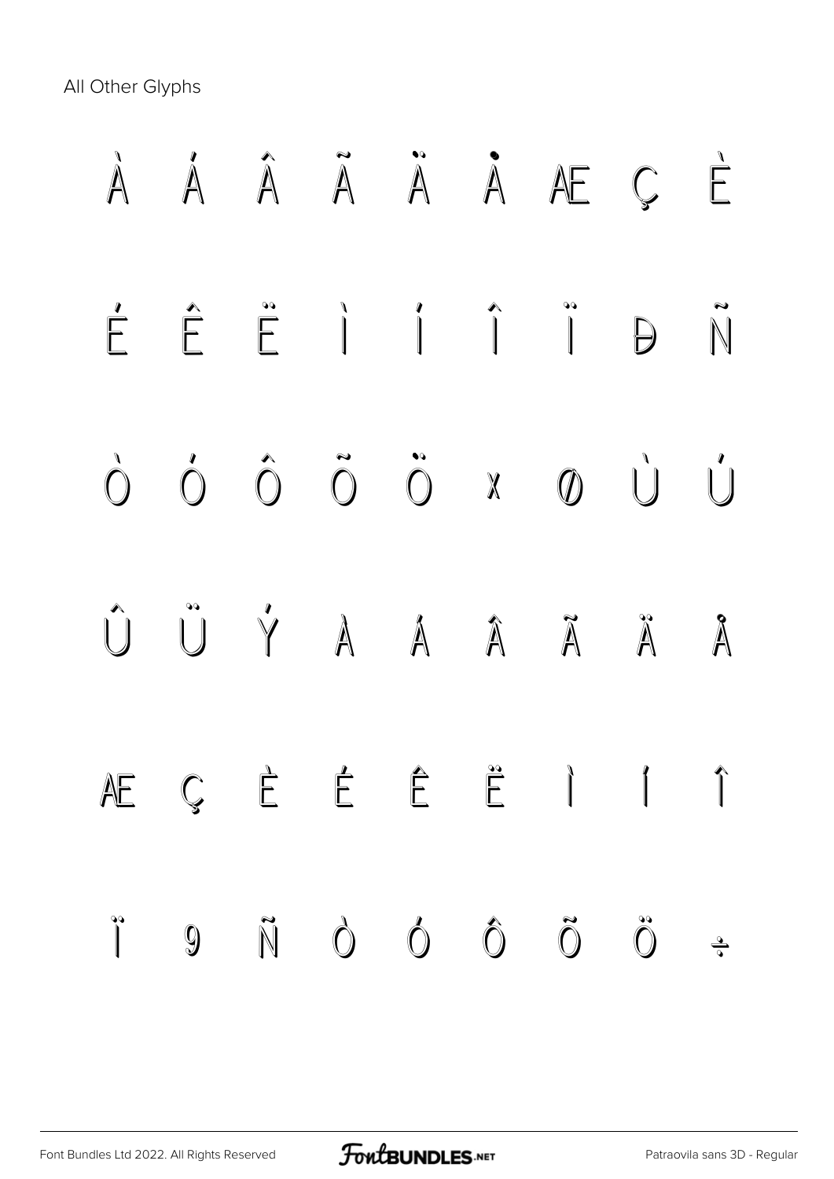All Other Glyphs

À Á Â Ã Ä Å Æ Ç È

É Ê Ë Ì Í Î Ï Ð Ñ

Ò Ó Ô Õ Ö × Ø Ù Ú

Û Ü Ý à á â ã ä å

æ ç è é ê ë ì í î

ï 9 ñ ò ó ô õ ö ÷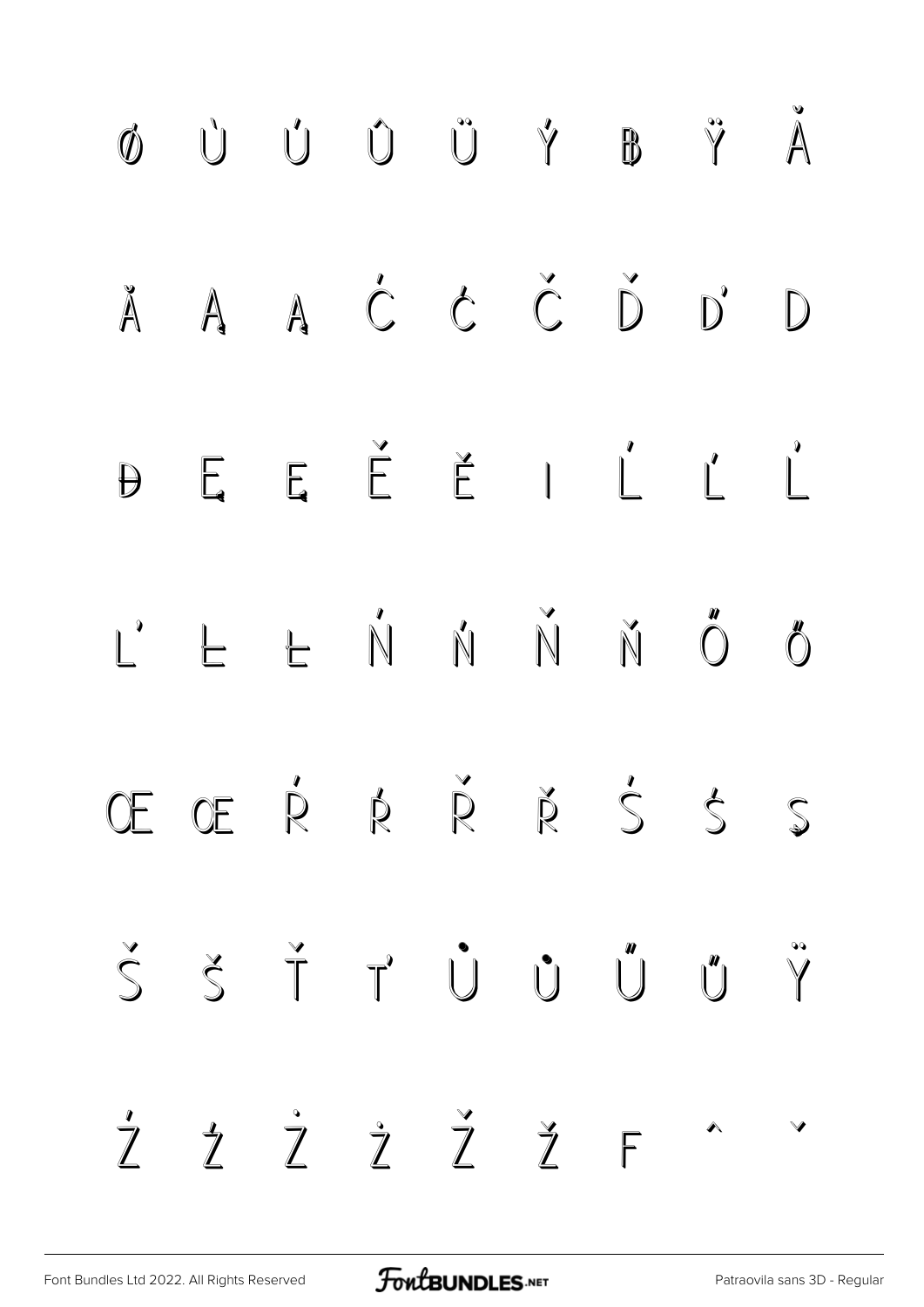ø Ù Ú Û Ü Ý Þ ÿ Ā

ā Ą ą Ć ć Č Ď ď Đ

đ Ę ę Ě ě ı Ĺ ĺ Ľ

ľ Ł ł Ń ń Ň ň Ő ő

Œ œ Ŕ ŕ Ř ř Ś ś ş

Š š Ť ť Ů ů Ű ű Ÿ

Ź ź Ż ż Ž ž ƒ ˆ ˇ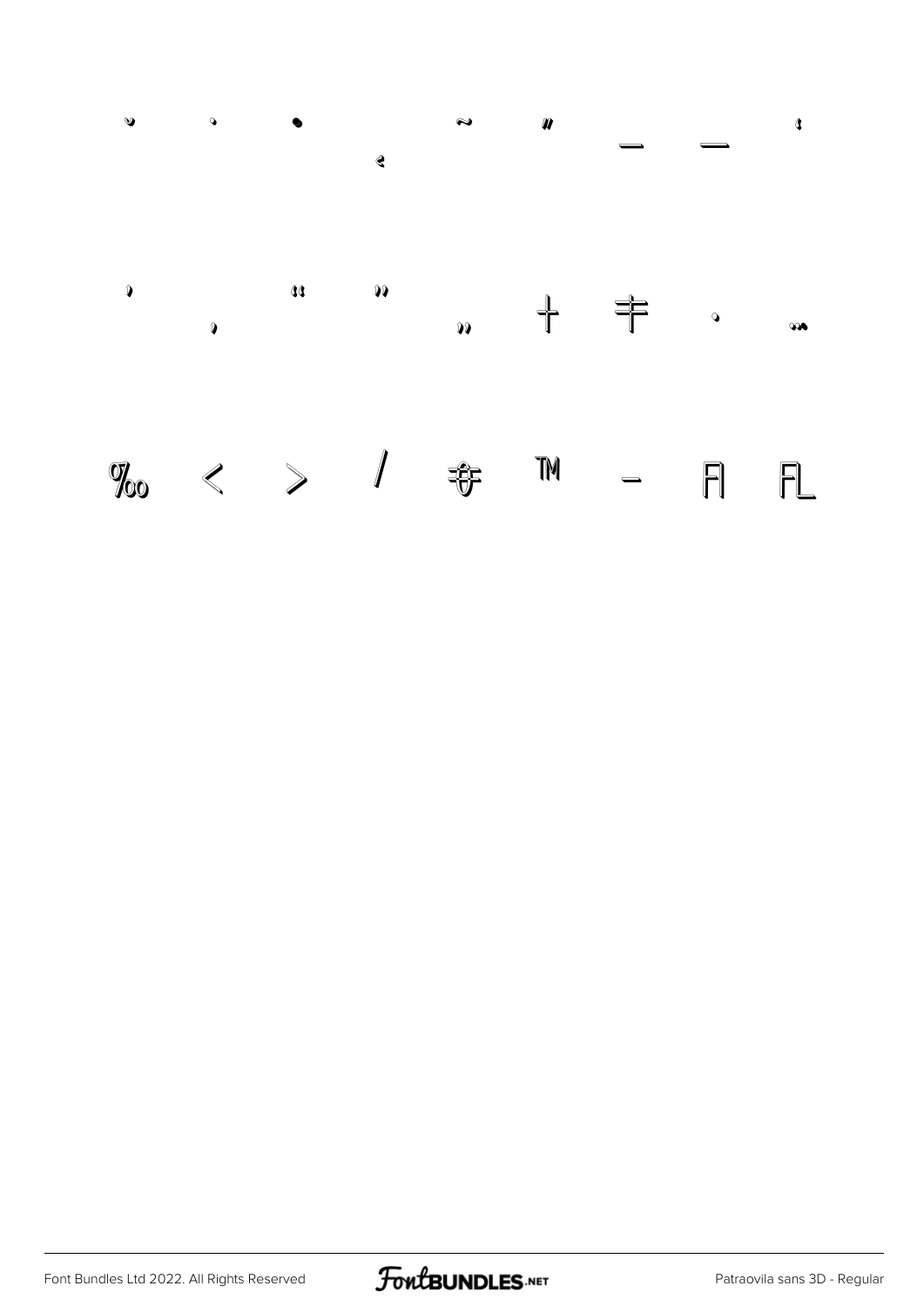˘ ˙ • ˛ ˜ ˝ – — ‘

’ ‚ “ ” „ † ‡ • …

‰ ‹ › ⁄ € ™ − ﬁ ﬂ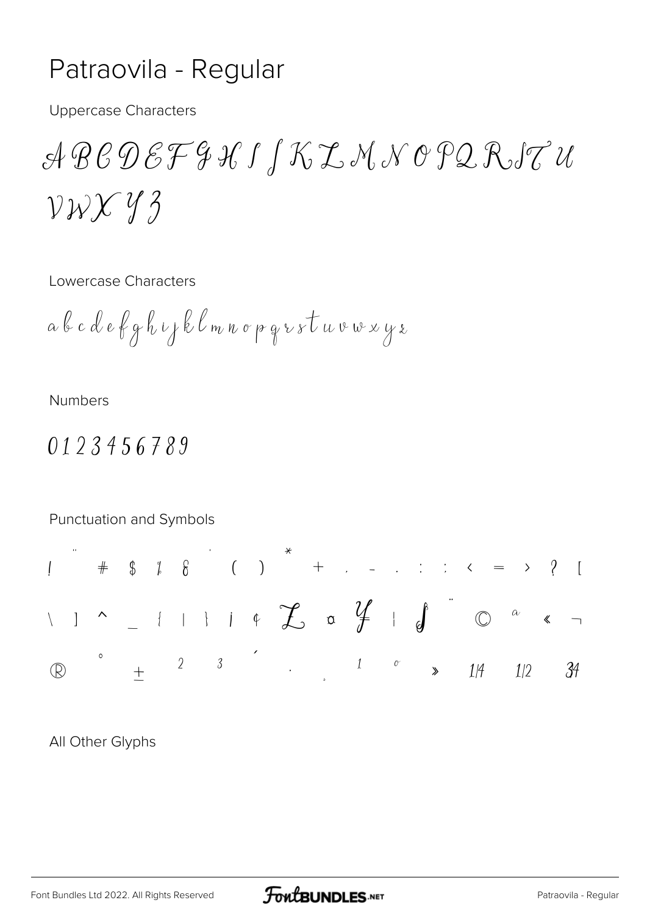# Patraovila - Regular

Uppercase Characters

A B C D E F G H I J K L M N O P Q R S T U V W X Y Z

Lowercase Characters

a b c d e f g h i j k l m n o p q r s t u v w x y z

Numbers

0 1 2 3 4 5 6 7 8 9

Punctuation and Symbols

! " # $ % & ' ( ) * + , - . : ; < = > ? [
\ ] ^ _ { | } ¡ ¢ £ ¤ ¥ ¦ § ¨ © ª « ¬
® ° ± ² ³ ´ · ¸ ¹ º » ¼ ½ ¾

All Other Glyphs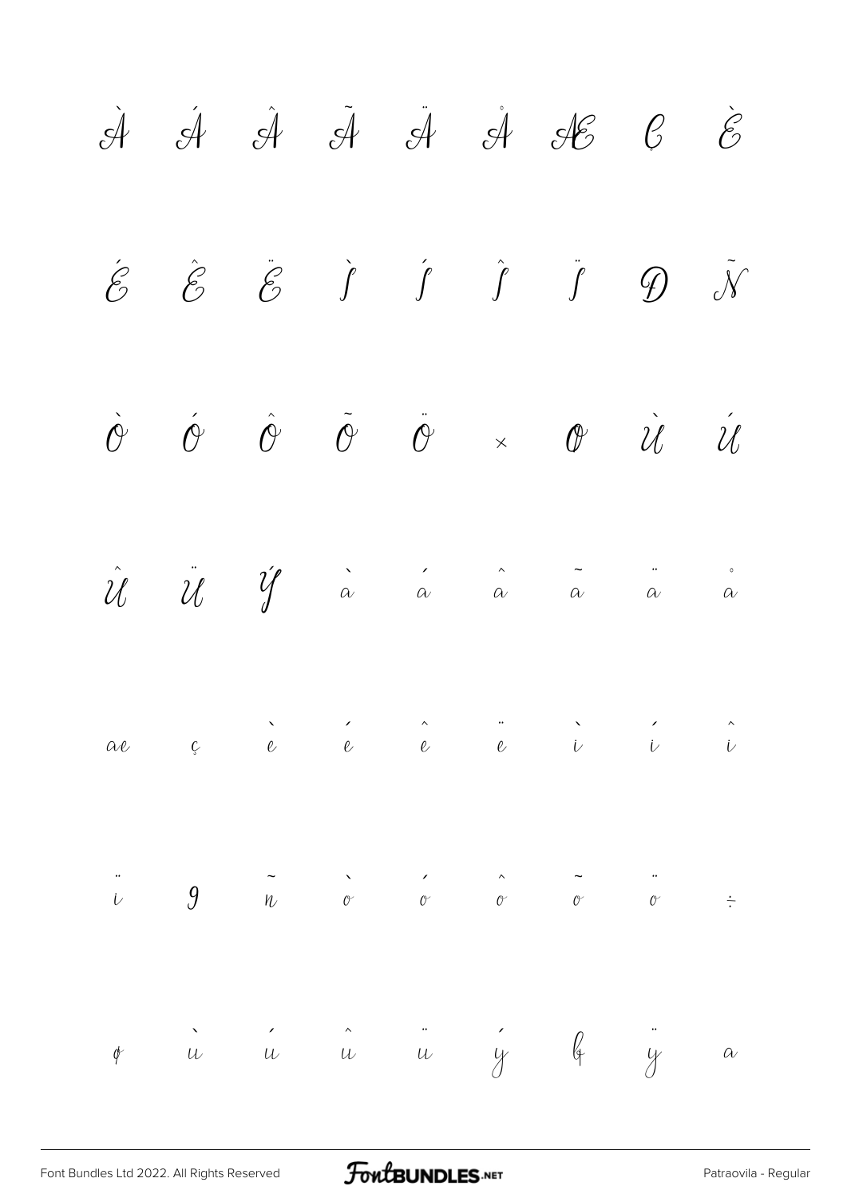À Á Â Ã Ä Å Æ Ç È

É Ê Ë Ì Í Î Ï Ð Ñ

Ò Ó Ô Õ Ö × Ø Ù Ú

Û Ü Ý à á â ã ä å

æ ç è é ê ë ì í î

ï ð ñ ò ó ô õ ö ÷

ø ù ú û ü ý þ ÿ a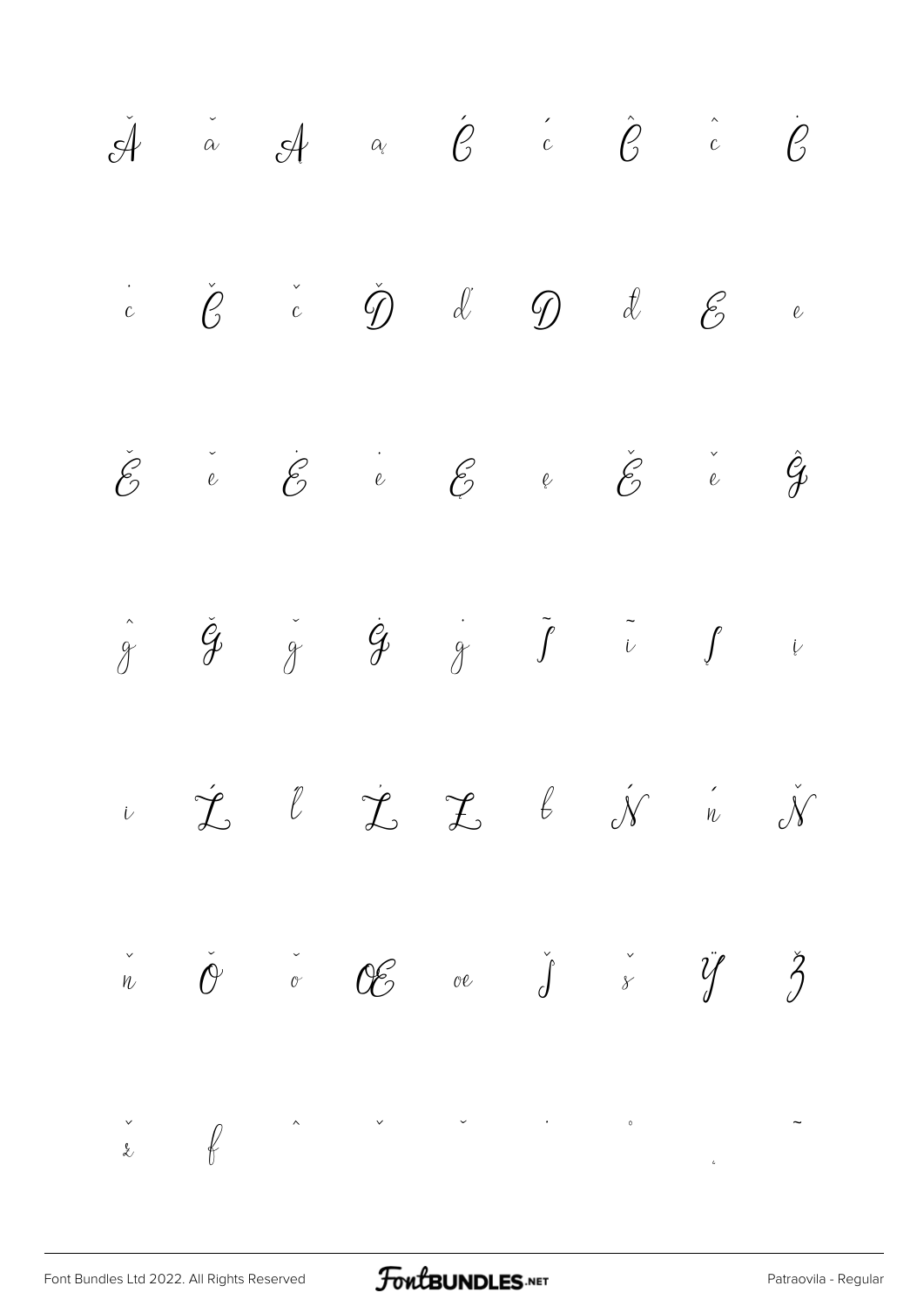Ă ă Ą ą Ć ć Ĉ ĉ Ċ

ċ Č č Ď ď Đ đ Ē ē

Ĕ ĕ Ė ė Ę ę Ě ě Ĝ

ĝ Ğ ğ Ġ ġ Ĩ ĩ Į į

ı Ĺ ľ Ļ Ł ł Ń ń Ň

ň Ŏ ŏ Œ œ Š š Ÿ Ž

ž ƒ ˆ ˇ ˘ ˙ ˚ ˛ ˜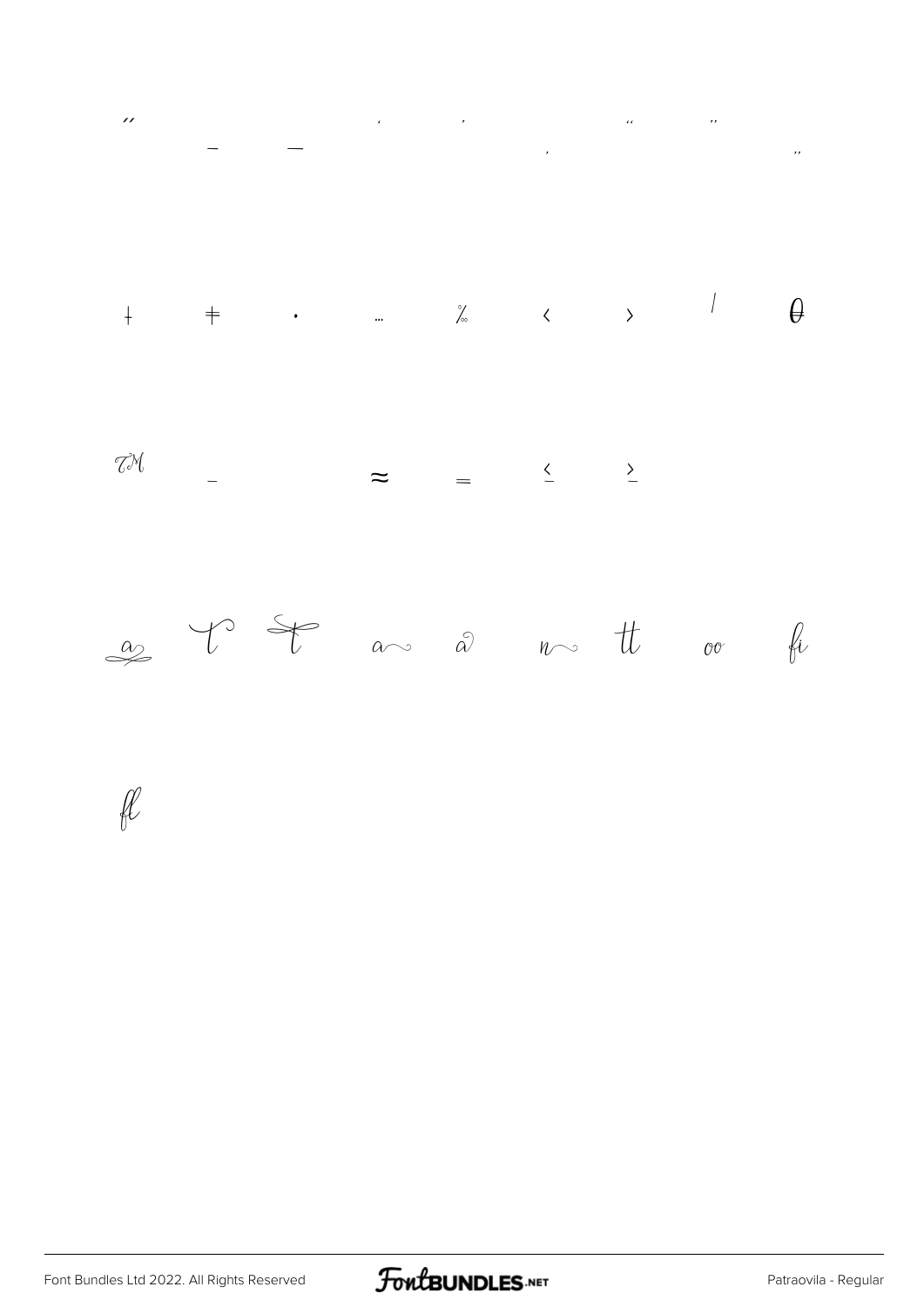″ – — ‘ ’ ‚ “ ” „

† ‡ • … ‰ ‹ › ⁄ θ

™ − ≈ = ≤ ≥

a T T a a n tt oo fi

fl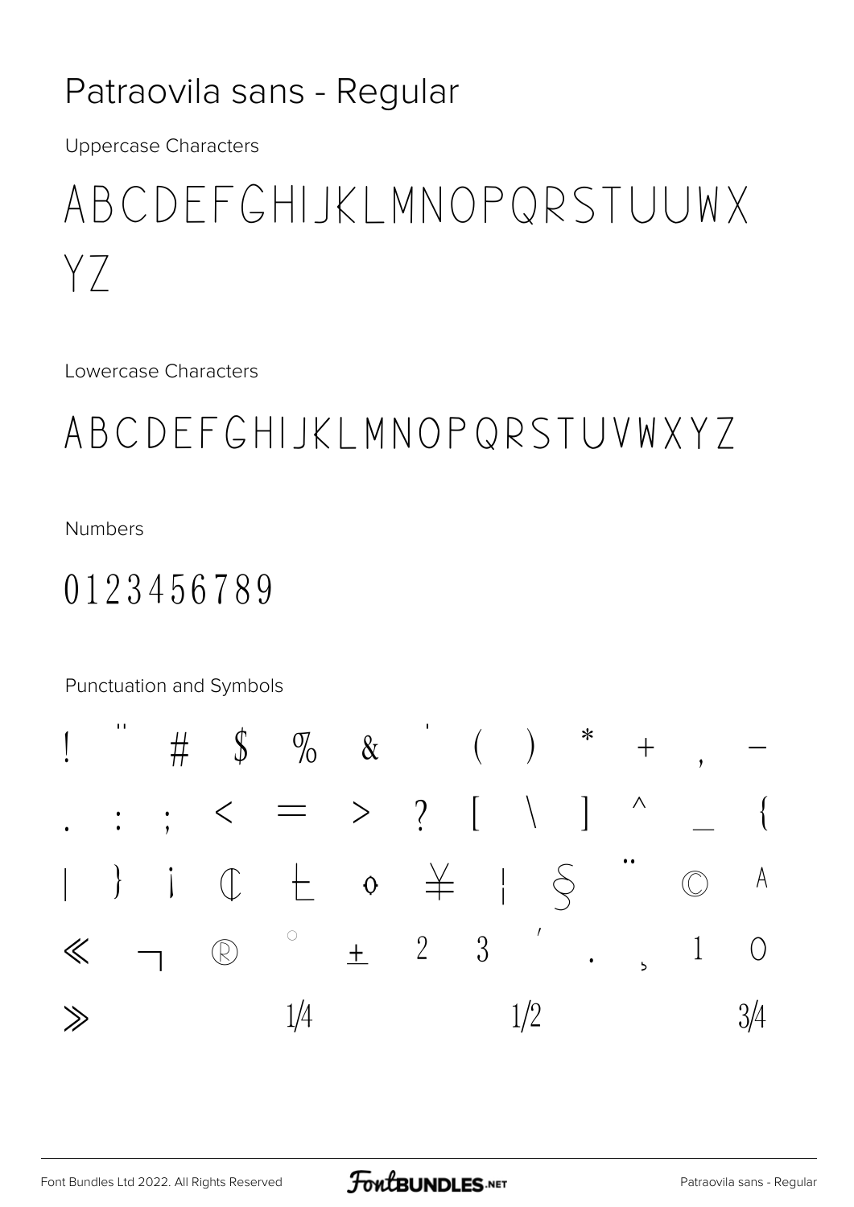# Patraovila sans - Regular

Uppercase Characters

ABCDEFGHIJKLMNOPQRSTUUWX
YZ

Lowercase Characters

ABCDEFGHIJKLMNOPQRSTUVWXYZ

Numbers

0123456789

Punctuation and Symbols

! " # $ % & ' ( ) * + , -
. : ; < = > ? [ \ ] ^ _ {
| } ¡ ¢ £ ¤ ¥ ¦ § ¨ © ª
« ¬ ® ° ± ² ³ ´ · ¸ ¹ º
» ¼ ½ ¾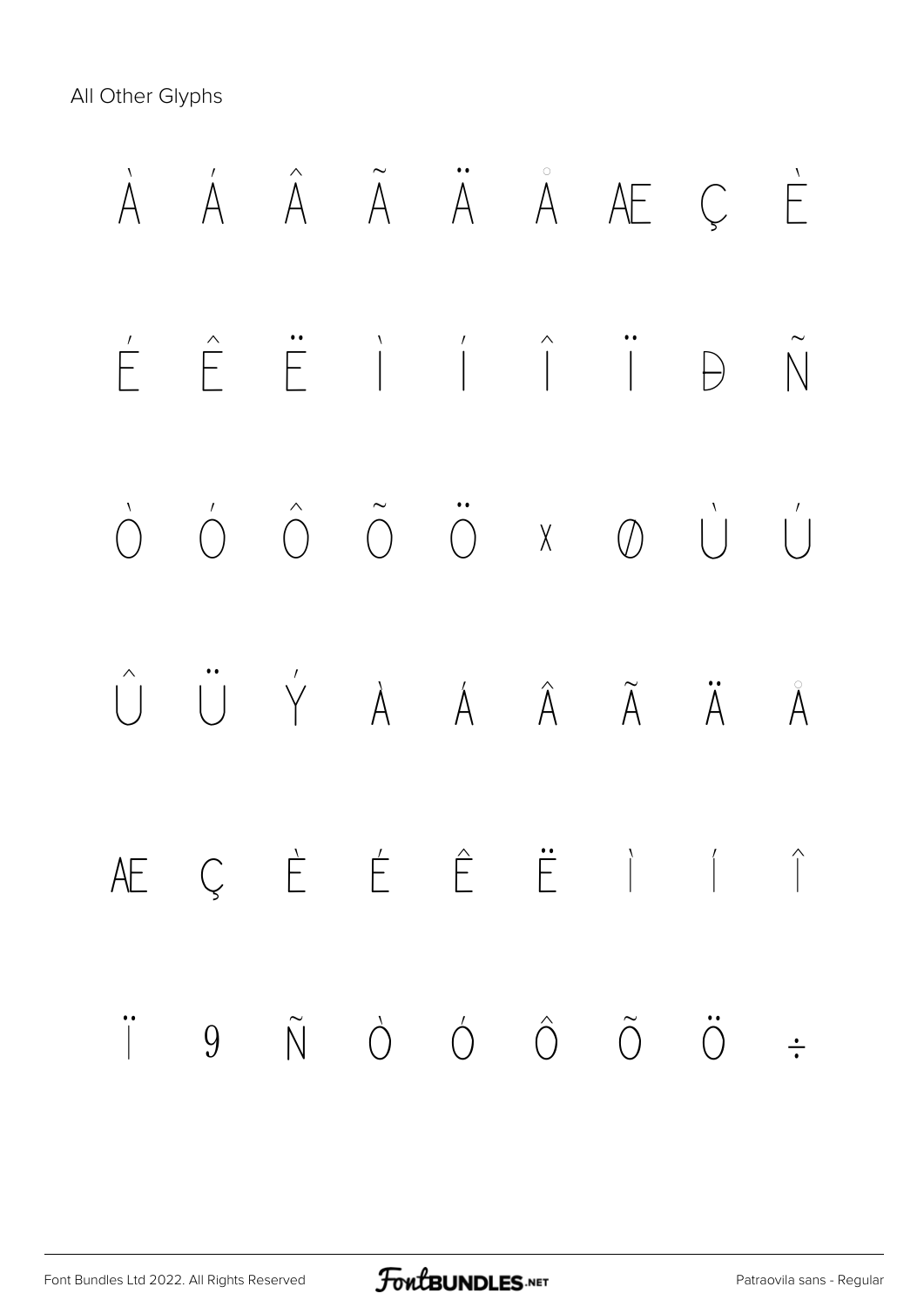All Other Glyphs

À Á Â Ã Ä Å Æ Ç È

É Ê Ë Ì Í Î Ï Ð Ñ

Ò Ó Ô Õ Ö × Ø Ù Ú

Û Ü Ý à á â ã ä å

æ ç è é ê ë ì í î

ï 9 ñ ò ó ô õ ö ÷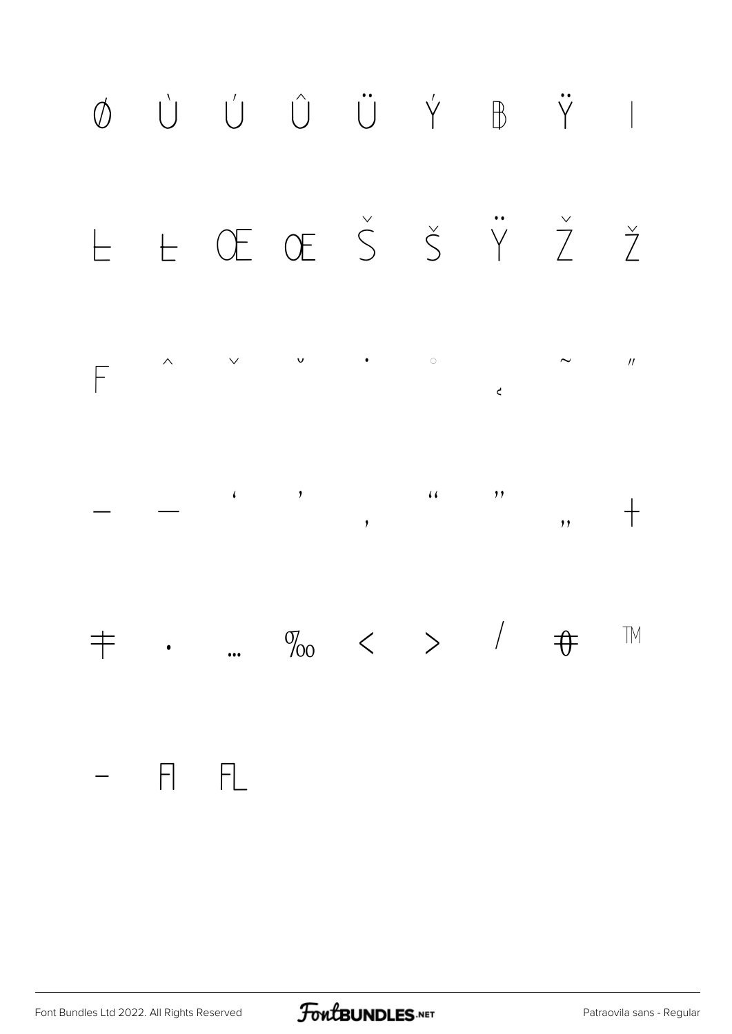Ø Ù Ú Û Ü Ý Þ Ÿ ı

Ł ł Œ œ Š š Ÿ Ž ž

ƒ ˆ ˇ ˘ ˙ ˚ ˛ ˜ ˝

– — ‘ ’ ‚ “ ” „ †

‡ • … ‰ ‹ › ⁄ € ™

− ﬁ ﬂ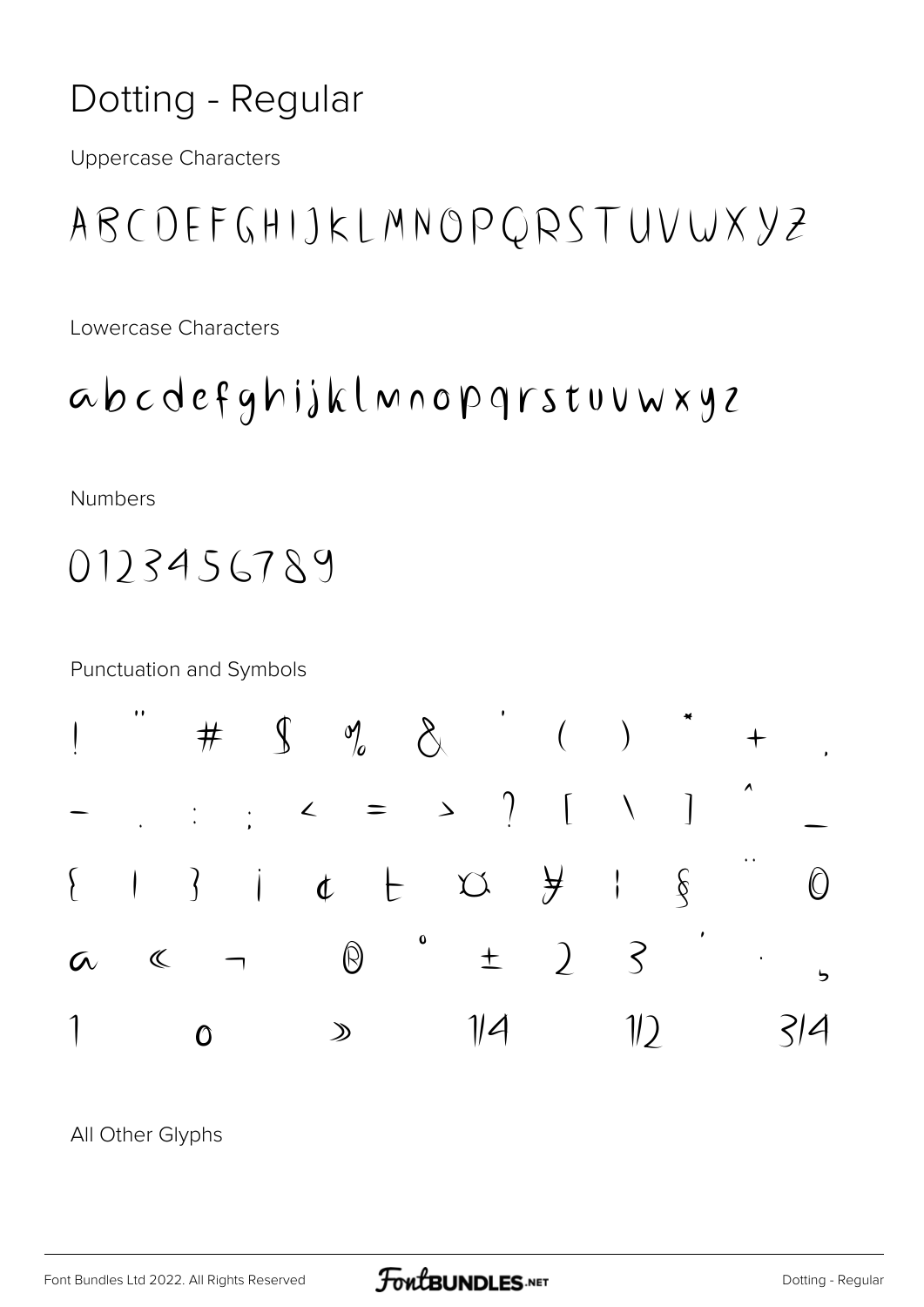# Dotting - Regular

Uppercase Characters

ABCDEFGHIJKLMNOPQRSTUVWXYZ

Lowercase Characters

abcdefghijklmnopqrstuvwxyz

Numbers

0123456789

Punctuation and Symbols

! " # $ % & ' ( ) * + ,
- . : ; < = > ? [ \ ] ^ _
{ | } ¡ ¢ £ ¤ ¥ ¦ § ¨ ©
ª « ¬ ® ° ± ² ³ ´ · ¸
¹ º » ¼ ½ ¾

All Other Glyphs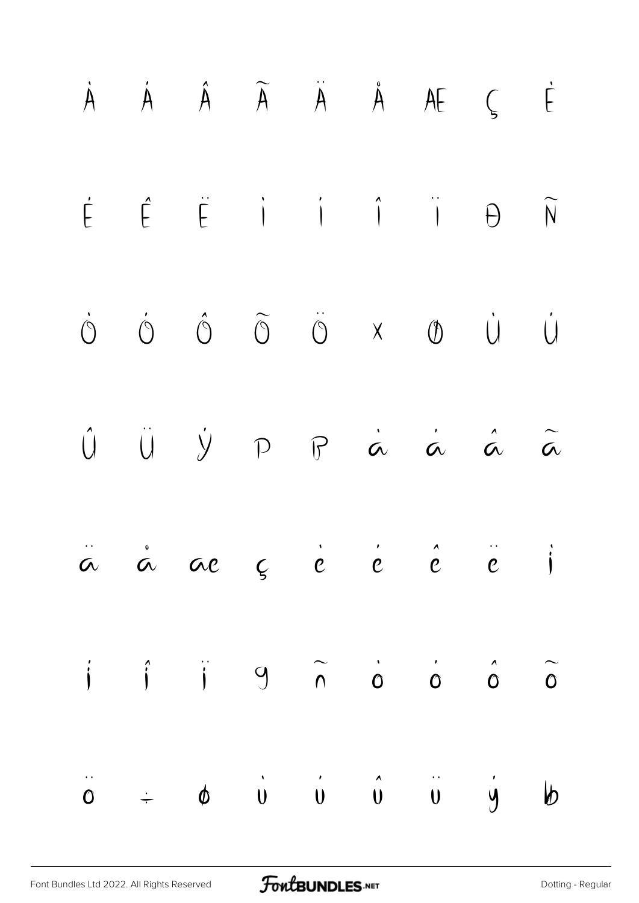À Á Â Ã Ä Å Æ Ç È

É Ê Ë Ì Í Î Ï Ð Ñ

Ò Ó Ô Õ Ö × Ø Ù Ú

Û Ü Ý Þ ß à á â ã

ä å æ ç è é ê ë ì

í î ï ð ñ ò ó ô õ

ö ÷ ø ù ú û ü ý þ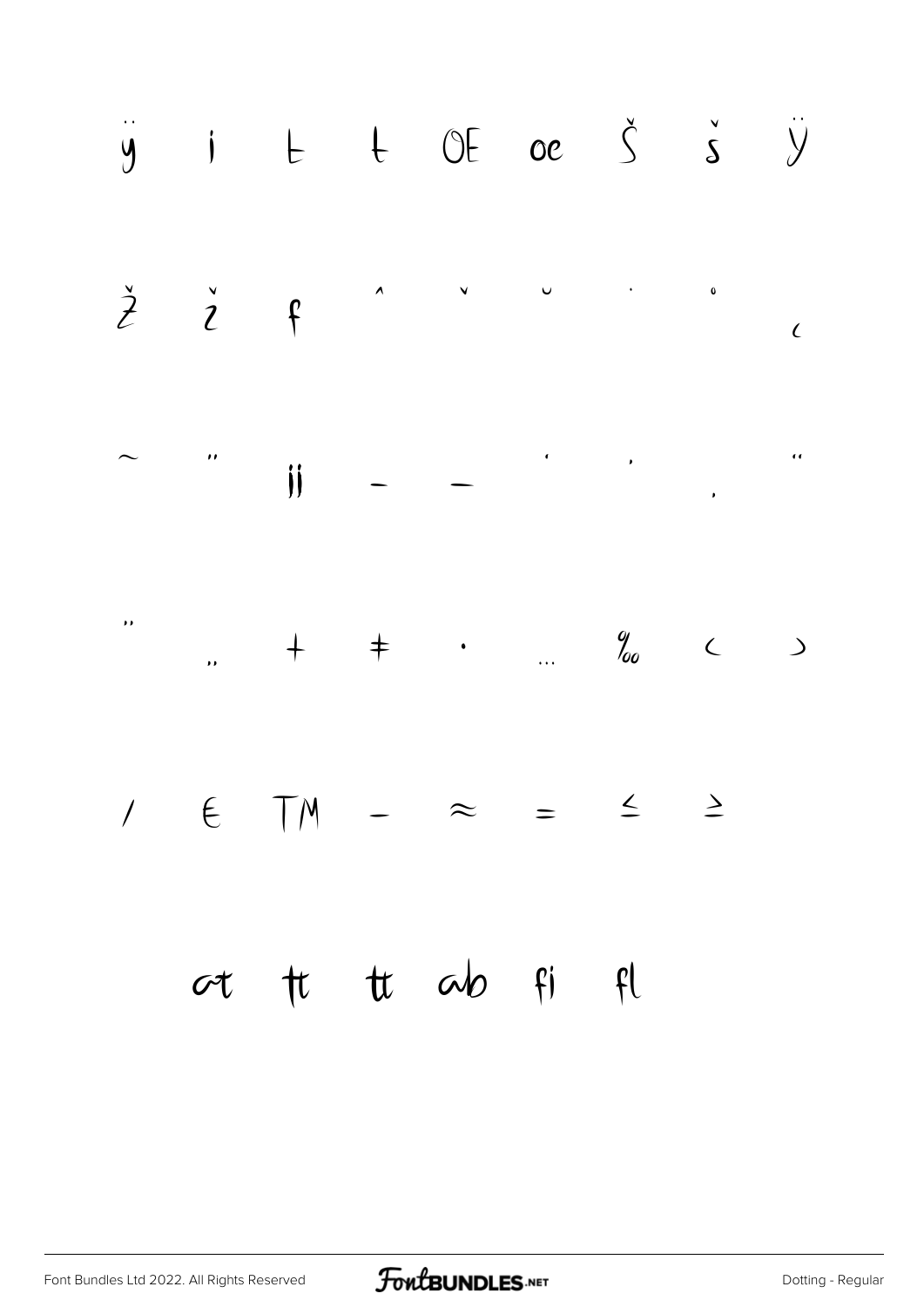ÿ ı Ł ł Œ œ Š š Ÿ

Ž ž ƒ ˆ ˇ ˘ ˙ ˚ ˛

˜ ˝ ĳ – — ‘ ’ ‚ “

” „ † ‡ • … ‰ ‹ ›

⁄ € ™ − ≈ = ≤ ≥

at tt tt ab fi fl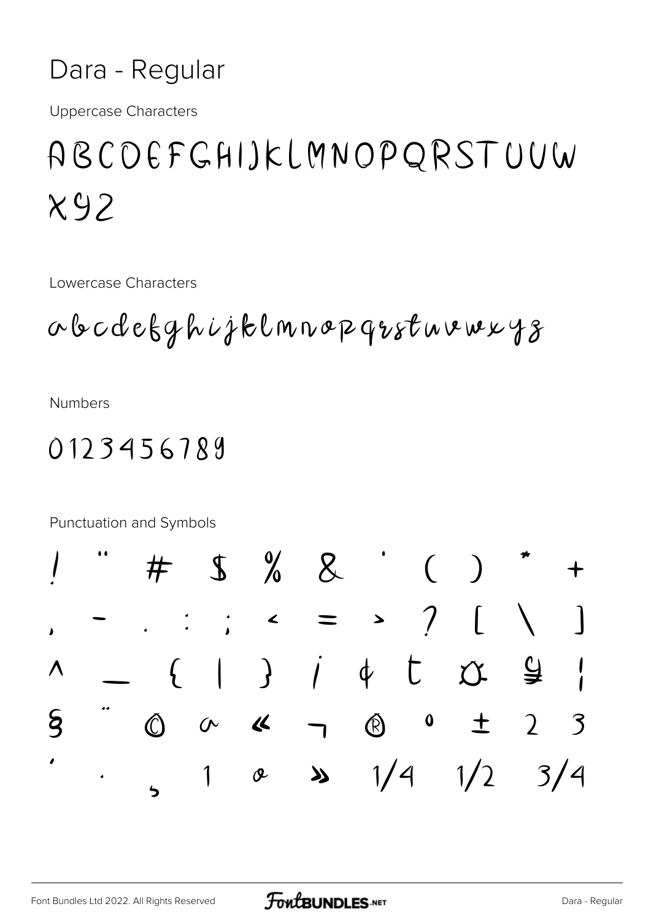# Dara - Regular

Uppercase Characters

ABCDEFGHIJKLMNOPQRSTUVW
XYZ

Lowercase Characters

abcdefghijklmnopqrstuvwxyz

Numbers

0123456789

Punctuation and Symbols

! " # $ % & ' ( ) * +
, - . : ; < = > ? [ \ ]
^ _ { | } ¡ ¢ £ ¤ ¥ ¦
§ ¨ © ª « ¬ ® ° ± ² ³
´ · ¸ ¹ º » ¼ ½ ¾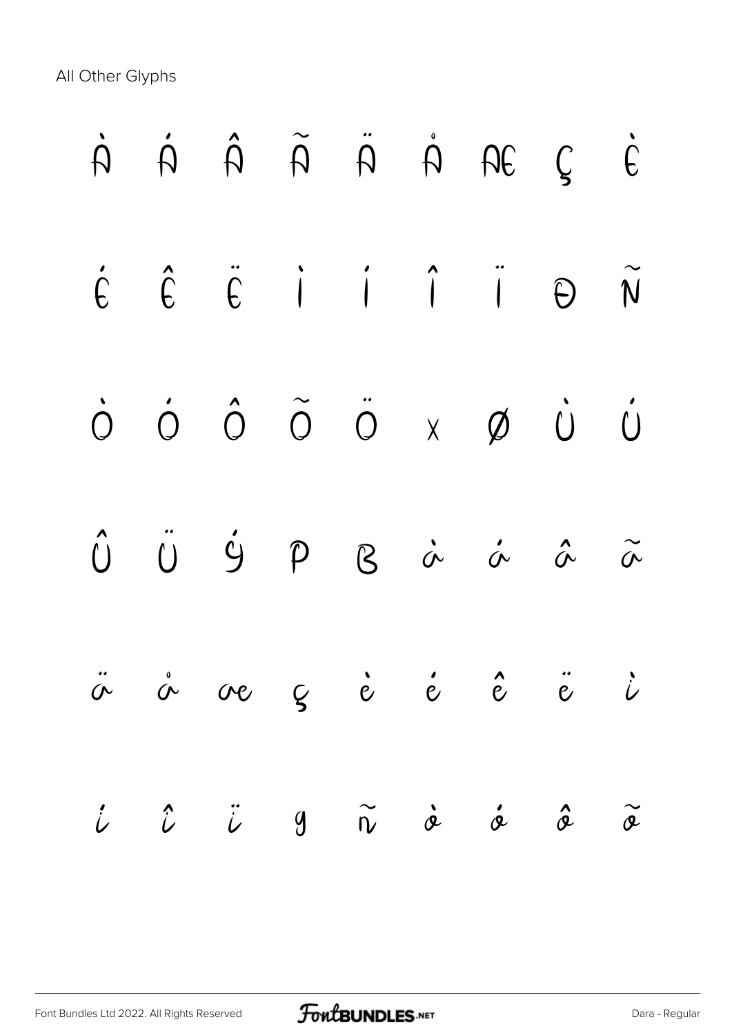All Other Glyphs

À Á Â Ã Ä Å Æ Ç È

É Ê Ë Ì Í Î Ï Ð Ñ

Ò Ó Ô Õ Ö × Ø Ù Ú

Û Ü Ý Þ ß à á â ã

ä å æ ç è é ê ë ì

í î ï ð ñ ò ó ô õ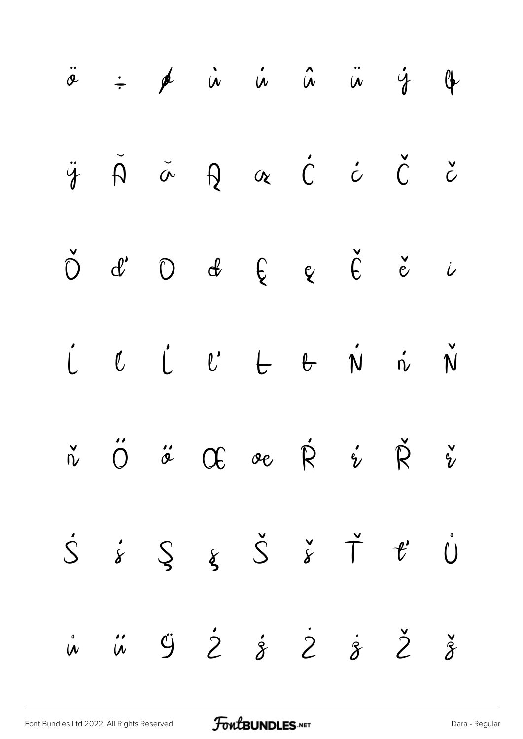ö ÷ ø ù ú û ü ý þ

ÿ Ă ă Ą ą Ć ć Č č

Ď ď Đ đ Ę ę Ě ě ı

Ĺ ĺ Ľ ľ Ł ł Ń ń Ň

ň Ő ő Œ œ Ŕ ŕ Ř ř

Ś ś Ş ş Š š Ť ť Ů

ů ű ÿ Ź ź Ż ż Ž ž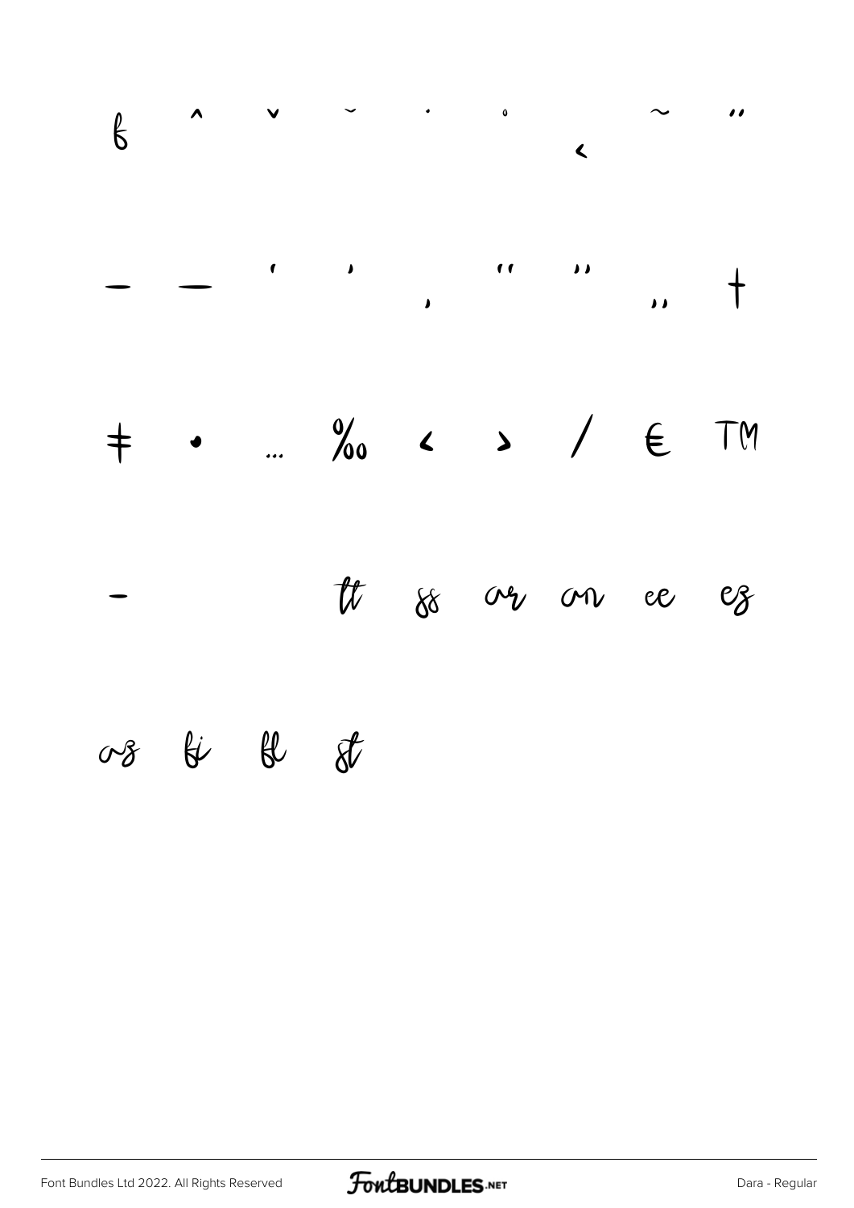ƒ ˆ ˇ ˘ ˙ ˚ ˛ ˜ ˝

– — ' ' ‚ " " „ †

‡ • … ‰ ‹ › ⁄ € ™

- tt ss ar an ee ez

az fi fl st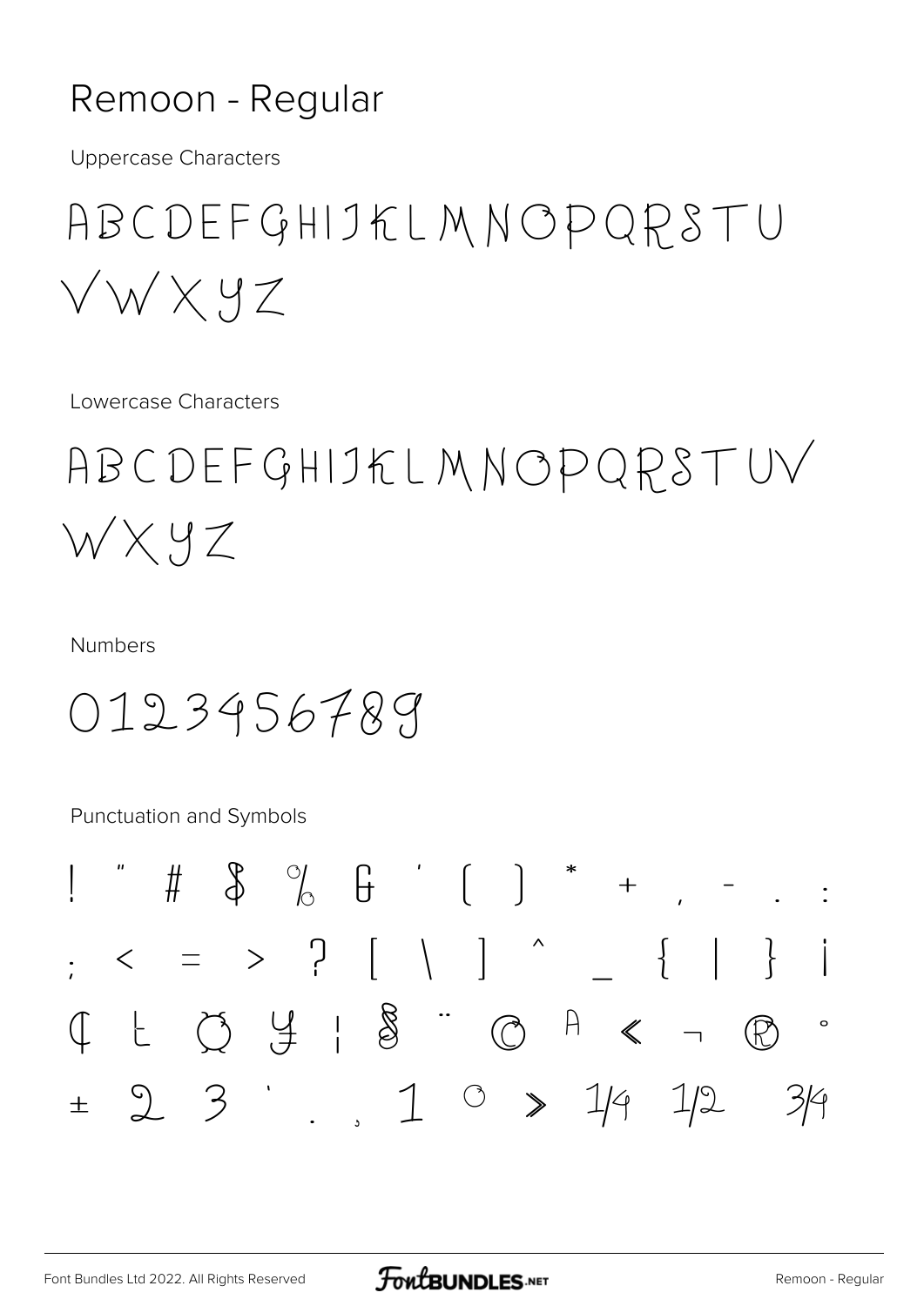# Remoon - Regular

Uppercase Characters

ABCDEFGHIJKLMNOPQRSTU VWXYZ

Lowercase Characters

ABCDEFGHIJKLMNOPQRSTUV WXYZ

Numbers

0123456789

Punctuation and Symbols

! " # $ % & ' ( ) * + , - . :

; < = > ? [ \ ] ^ _ { | } ¡

¢ £ ¤ ¥ ¦ § ¨ © ª « ¬ ® °

± ² ³ ´ · ¸ ¹ º » ¼ ½ ¾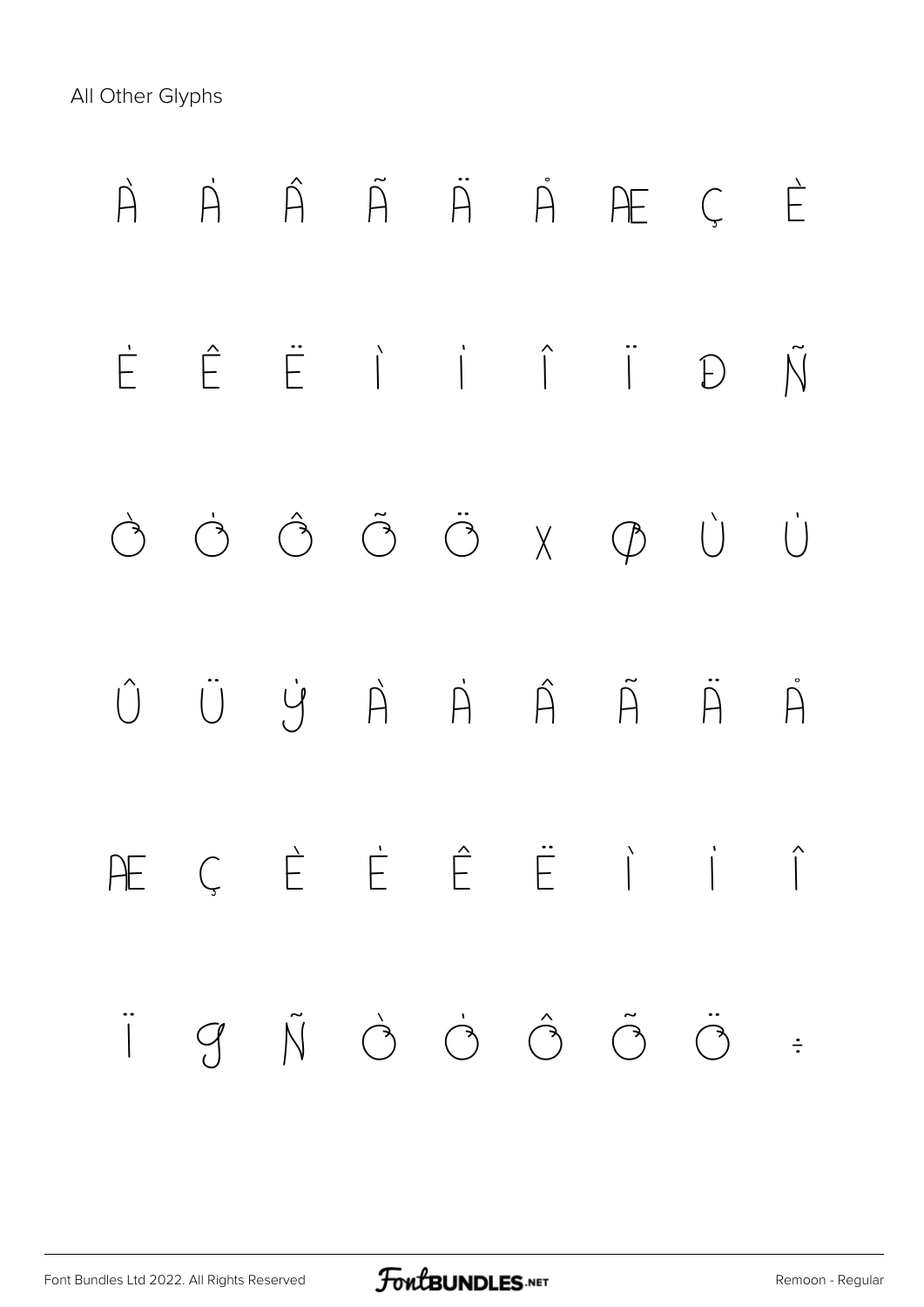All Other Glyphs

À Á Â Ã Ä Å Æ Ç È

É Ê Ë Ì Í Î Ï Ð Ñ

Ò Ó Ô Õ Ö × Ø Ù Ú

Û Ü Ý à á â ã ä å

æ ç è é ê ë ì í î

ï ð ñ ò ó ô õ ö ÷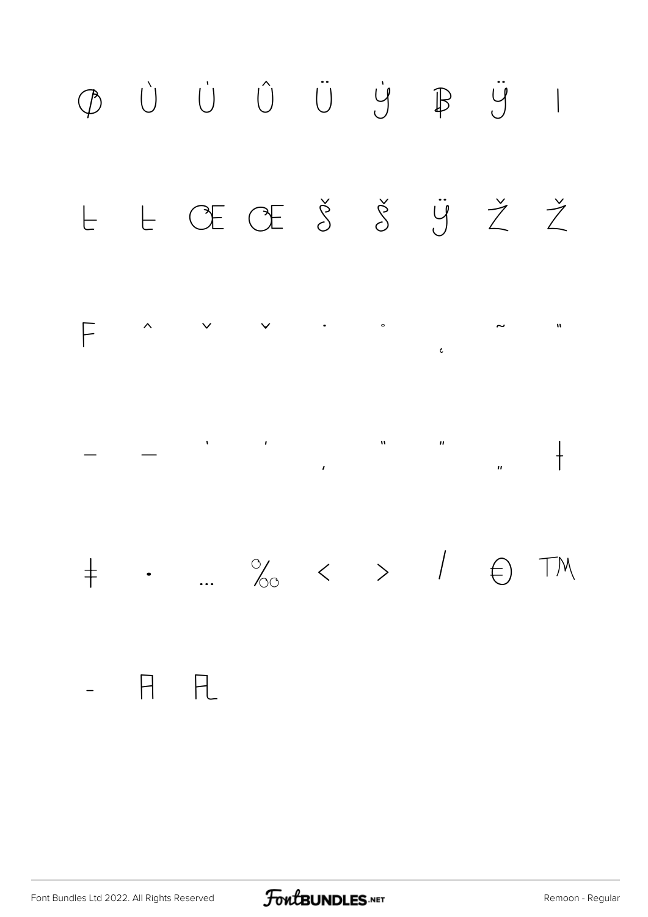Ø Ù Ú Û Ü Ý Þ ß ı

Ł ł Œ œ Š š Ÿ Ž ž

ƒ ˆ ˇ ˘ ˙ ˚ ˛ ˜ ˝

– — ' ' ‚ " " „ †

‡ • … ‰ ‹ › ⁄ € ™

− ﬁ ﬂ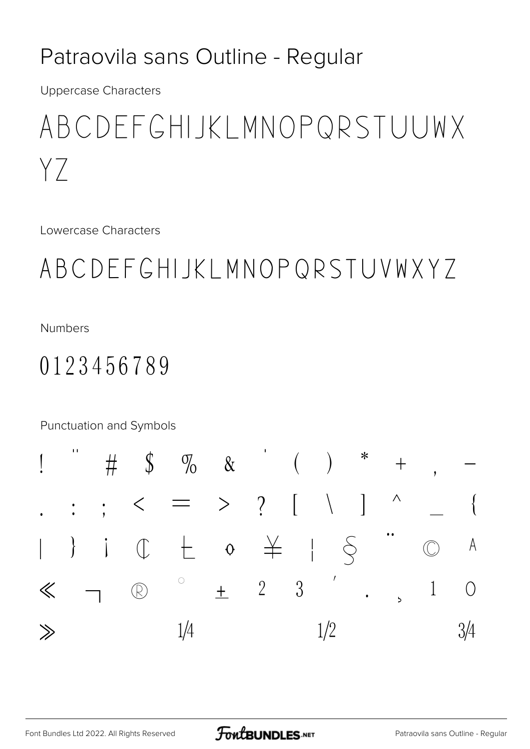# Patraovila sans Outline - Regular

Uppercase Characters

ABCDEFGHIJKLMNOPQRSTUUWX
YZ

Lowercase Characters

ABCDEFGHIJKLMNOPQRSTUVWXYZ

Numbers

0123456789

Punctuation and Symbols

! " # $ % & ' ( ) * + , -
. : ; < = > ? [ \ ] ^ _ {
| } ¡ ¢ £ ¤ ¥ ¦ § ¨ © ª
« ¬ ® ° ± ² ³ ´ · ¸ ¹ º
» ¼ ½ ¾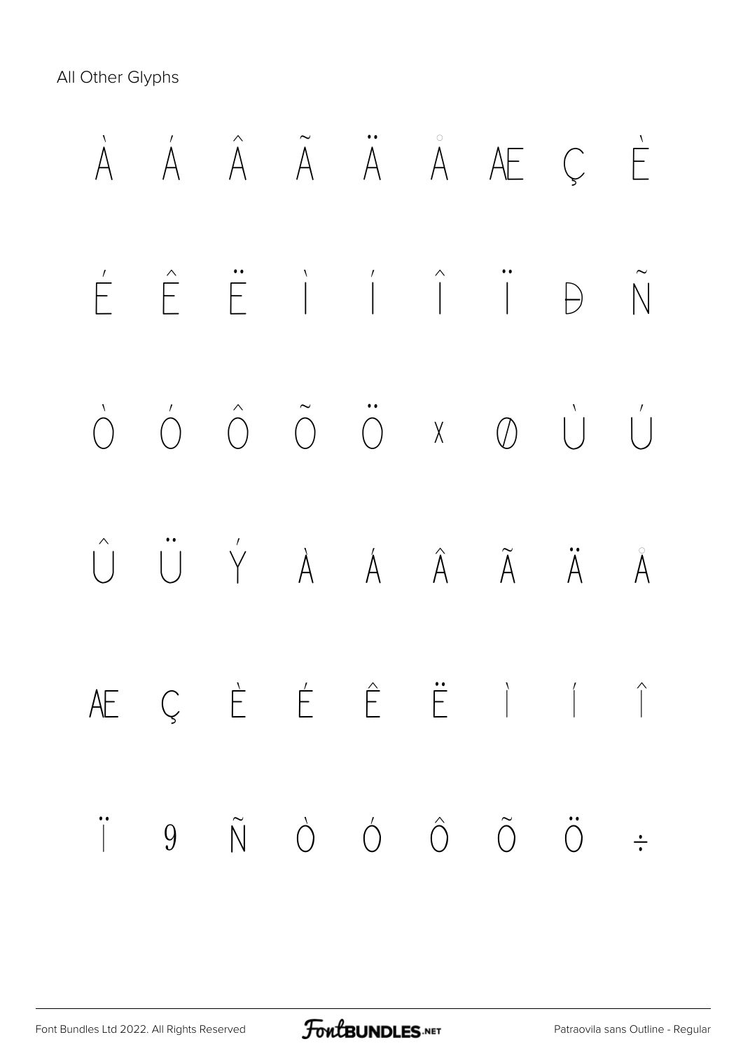All Other Glyphs

À Á Â Ã Ä Å Æ Ç È

É Ê Ë Ì Í Î Ï Ð Ñ

Ò Ó Ô Õ Ö × Ø Ù Ú

Û Ü Ý à á â ã ä å

æ ç è é ê ë ì í î

ï ð ñ ò ó ô õ ö ÷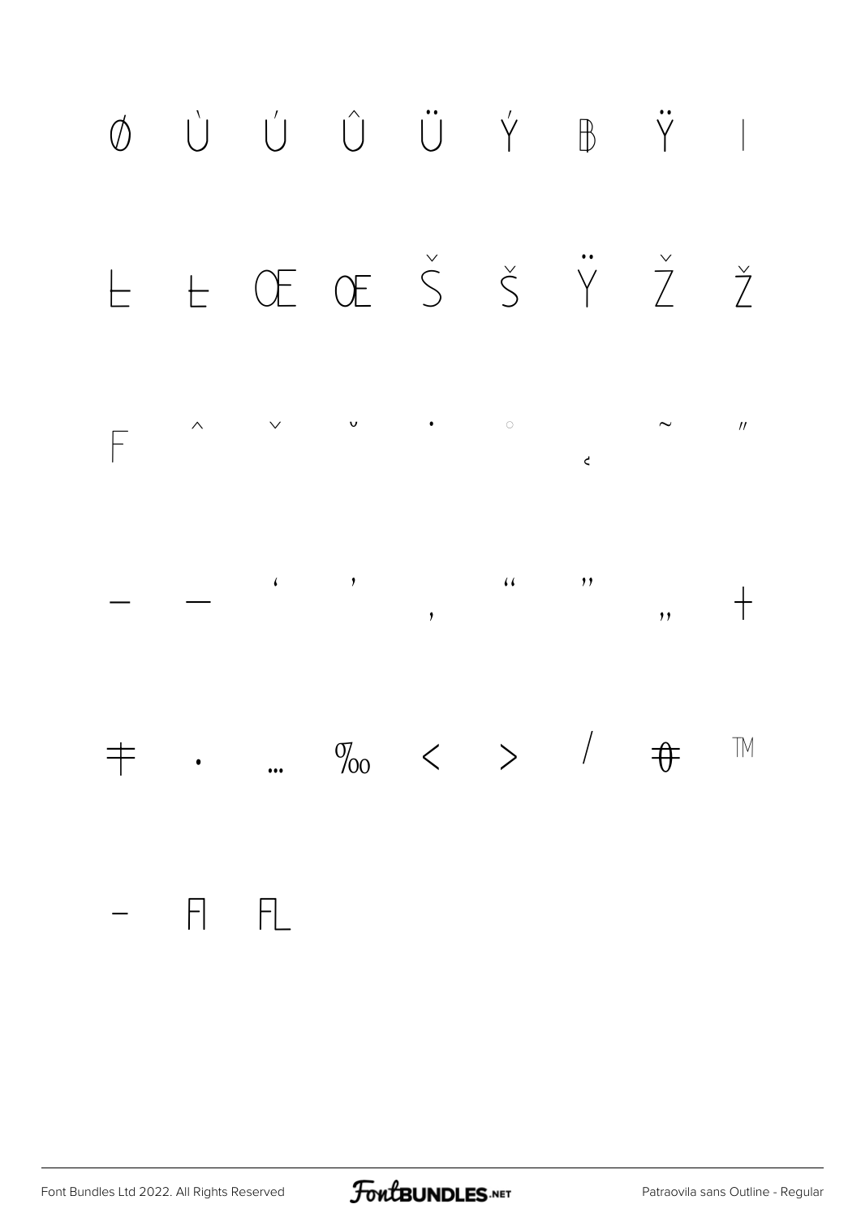Ø Ù Ú Û Ü Ý Þ ß à

Ł ł Œ œ Š š Ÿ Ž ž

ƒ ˆ ˇ ˘ ˙ ˚ ˛ ˜ ˝

– — ‘ ’ ‚ “ ” „ †

‡ • … ‰ ‹ › ⁄ € ™

− ﬁ ﬂ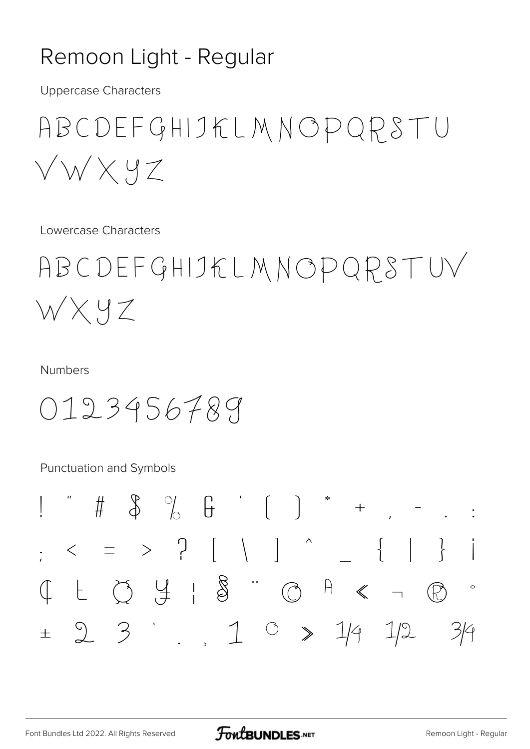# Remoon Light - Regular

Uppercase Characters

ABCDEFGHIJKLMNOPQRSTU
VWXYZ

Lowercase Characters

ABCDEFGHIJKLMNOPQRSTUV
WXYZ

Numbers

0123456789

Punctuation and Symbols

! " # $ % & ' ( ) * + , - . :
; < = > ? [ \ ] ^ _ { | } ¡
¢ £ ¤ ¥ ¦ § ¨ © ª « ¬ ® °
± ² ³ ´ · ¸ ¹ º » ¼ ½ ¾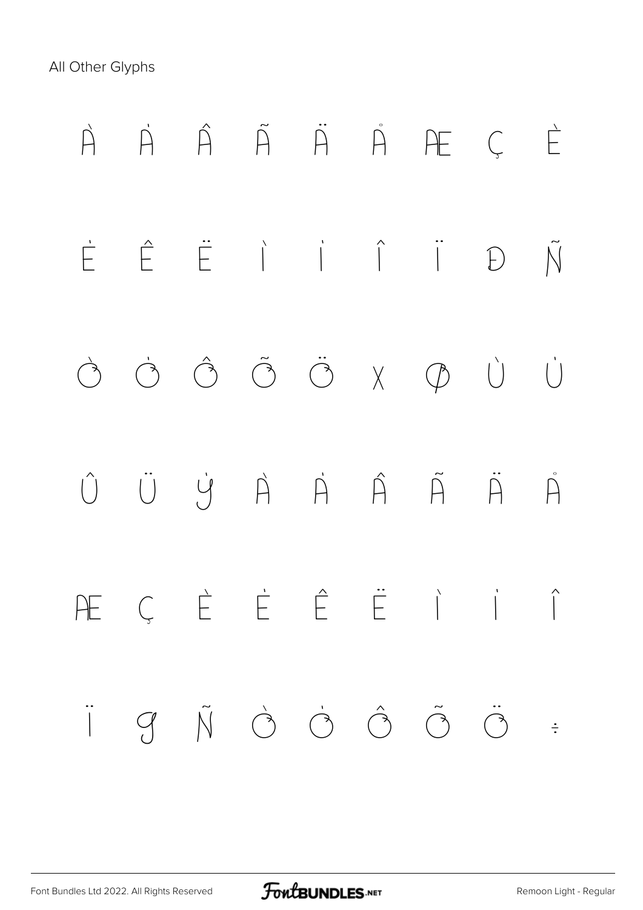All Other Glyphs

À Á Â Ã Ä Å Æ Ç È

É Ê Ë Ì Í Î Ï Ð Ñ

Ò Ó Ô Õ Ö × Ø Ù Ú

Û Ü Ý à á â ã ä å

æ ç è é ê ë ì í î

ï ð ñ ò ó ô õ ö ÷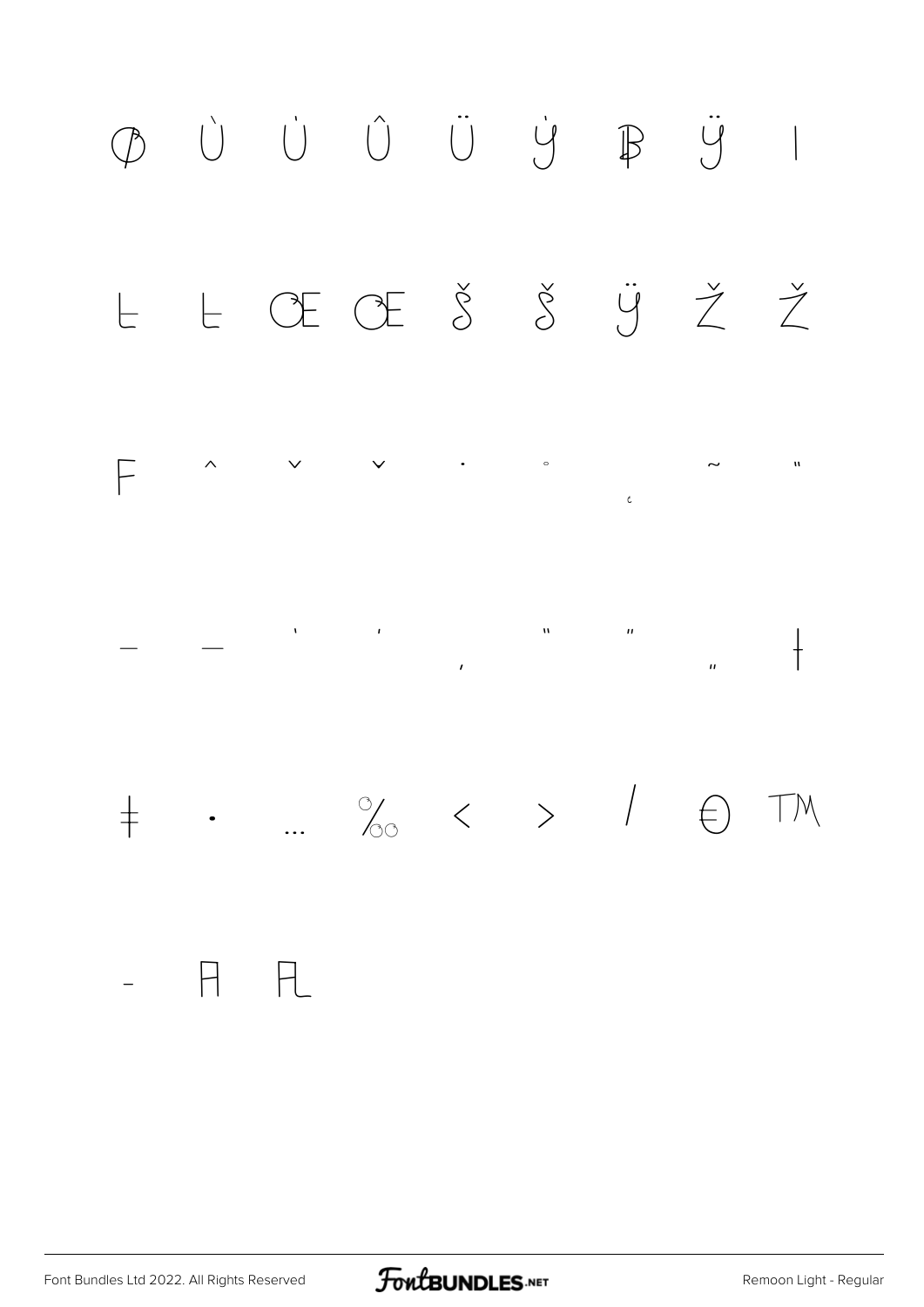Ø Ù Ú Û Ü Ý Þ ÿ ı

Ł ł Œ œ Š š Ÿ Ž ž

ƒ ˆ ˇ ˇ ˙ ˚ ˛ ˜ ˝

– — ‘ ’ ‚ “ ” „ †

‡ • … ‰ ‹ › ⁄ € ™

- ﬁ ﬂ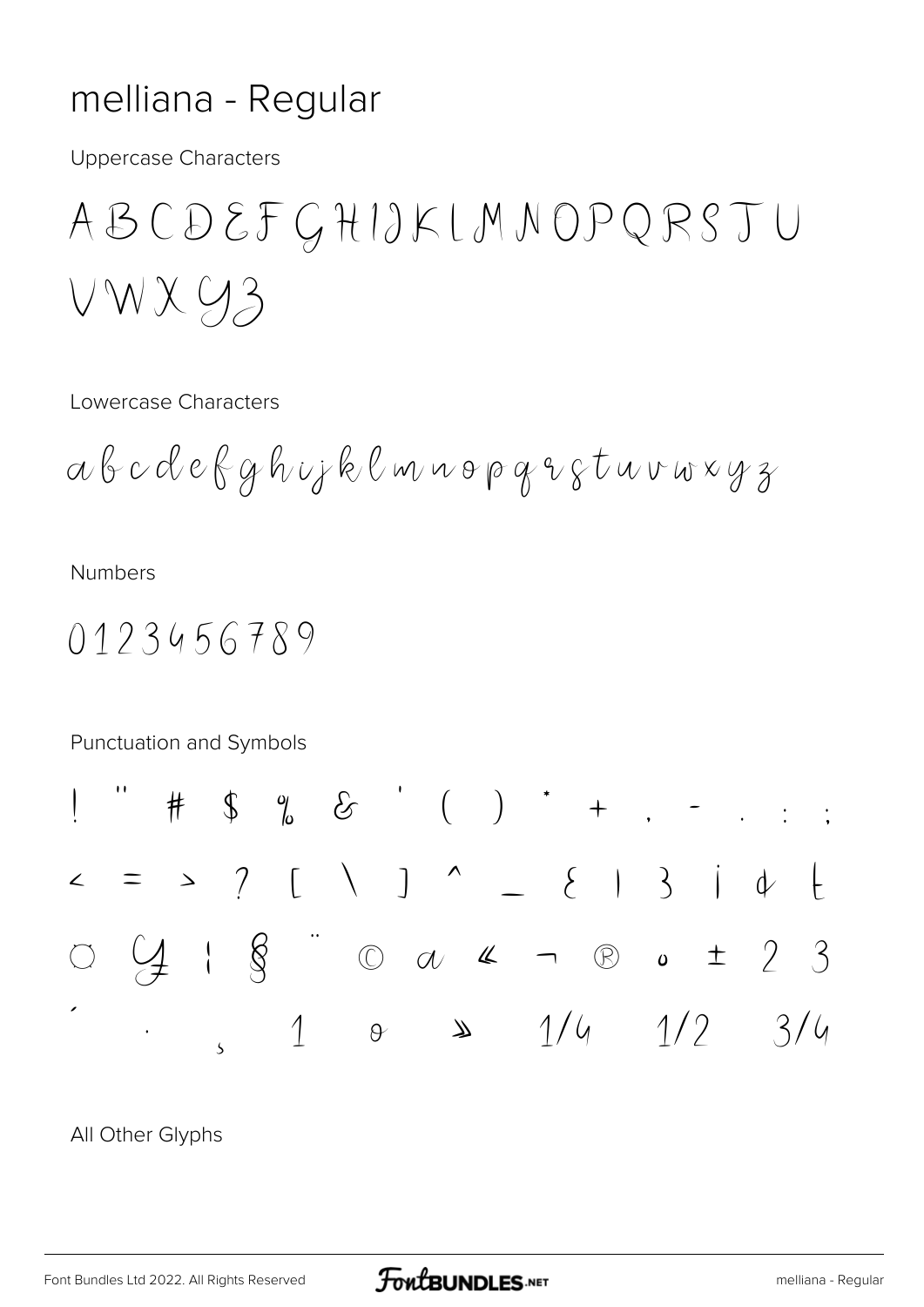# melliana - Regular

Uppercase Characters

A B C D E F G H I J K L M N O P Q R S T U V W X Y Z

Lowercase Characters

a b c d e f g h i j k l m n o p q r s t u v w x y z

Numbers

0 1 2 3 4 5 6 7 8 9

Punctuation and Symbols

! " # $ % & ' ( ) * + , - . : ;

< = > ? [ \ ] ^ _ { | } ¡ ¢ £

¤ ¥ ¦ § ¨ © ª « ¬ ® ° ± ² ³

´ · ¸ ¹ º » ¼ ½ ¾

All Other Glyphs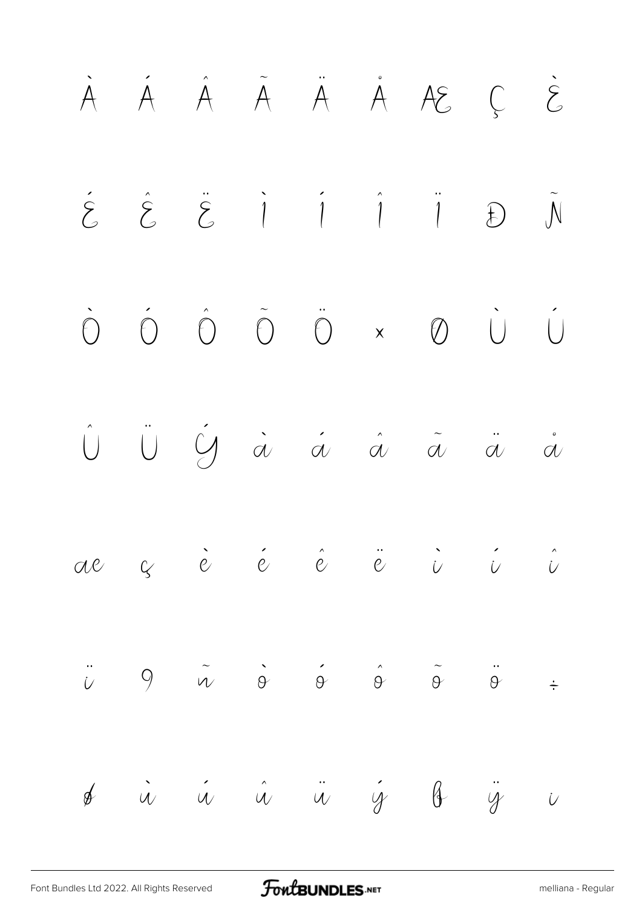À Á Â Ã Ä Å Æ Ç È

É Ê Ë Ì Í Î Ï Ð Ñ

Ò Ó Ô Õ Ö × Ø Ù Ú

Û Ü Ý à á â ã ä å

æ ç è é ê ë ì í î

ï ð ñ ò ó ô õ ö ÷

ø ù ú û ü ý þ ÿ ı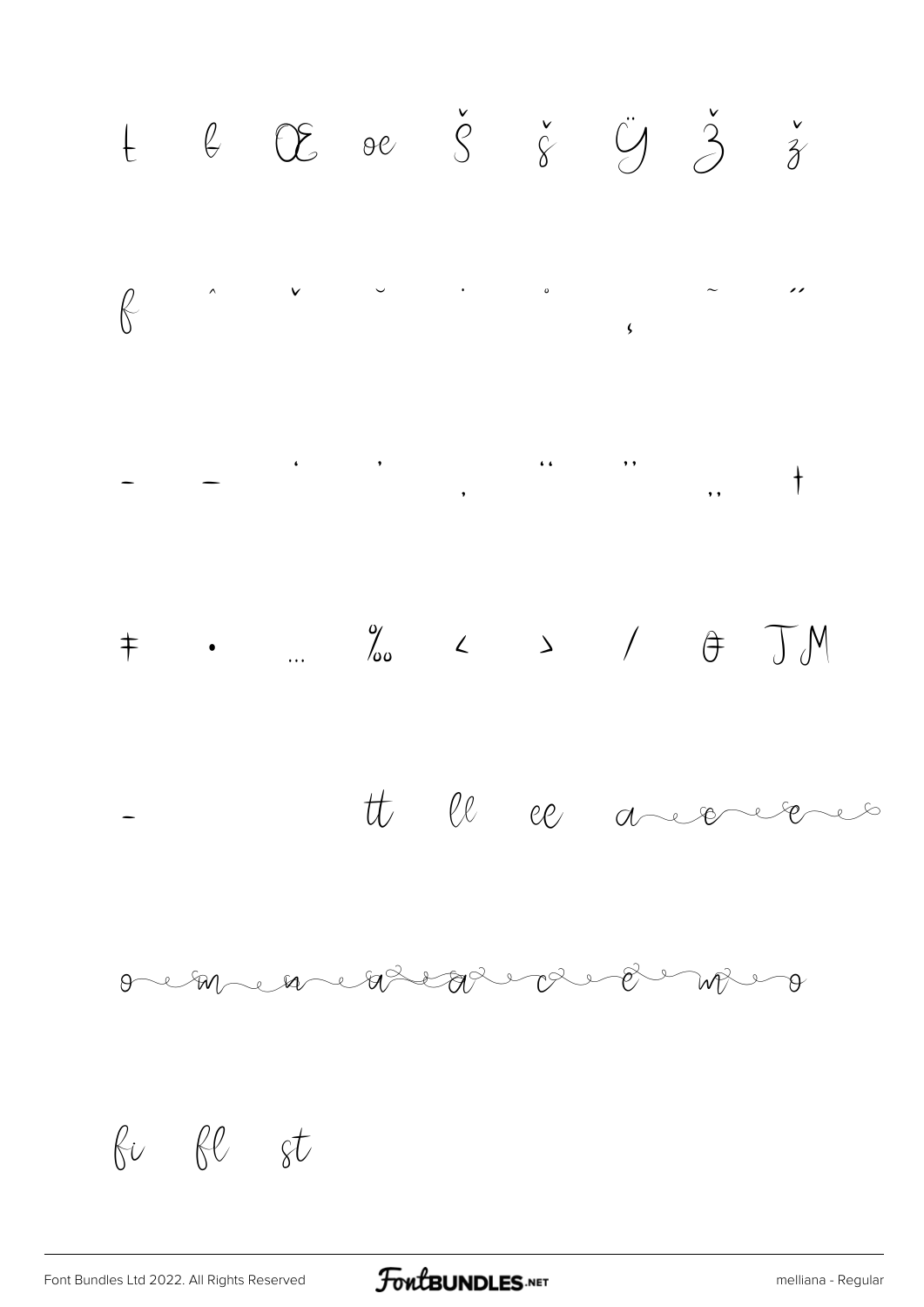ŧ ℓ Œ œ Š š Ÿ Ž ž

ƒ ˆ ˇ ˘ ˙ ˚ ˛ ˜ ˝

– — ‘ ’ ‚ “ ” „ †

‡ • … ‰ ‹ › ⁄ ⊖ TM

\- tt ll ee

fi fl st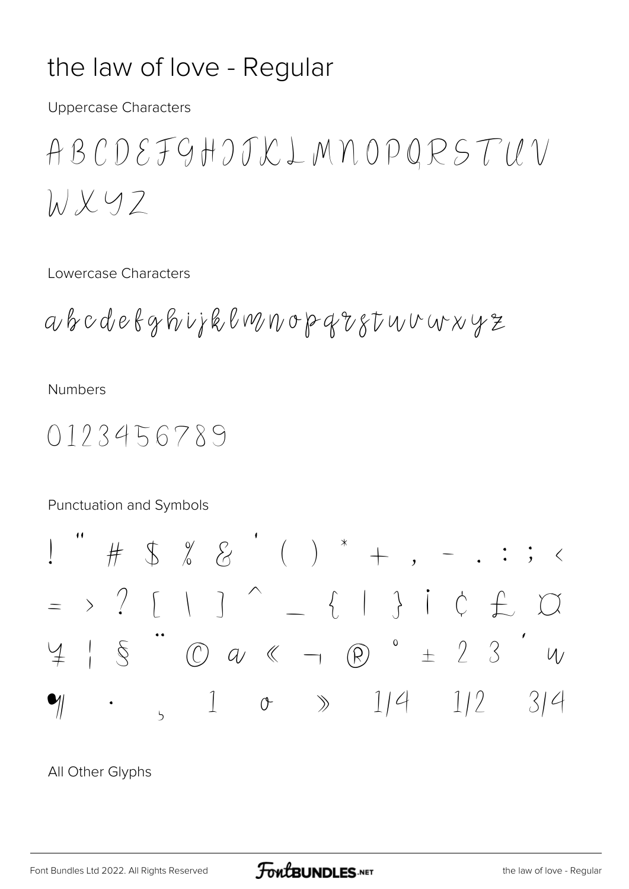# the law of love - Regular

Uppercase Characters

A B C D E F G H I J K L M N O P Q R S T U V W X Y Z

Lowercase Characters

a b c d e f g h i j k l m n o p q r s t u v w x y z

Numbers

0 1 2 3 4 5 6 7 8 9

Punctuation and Symbols

! " # $ % & ' ( ) * + , - . : ; <
= > ? [ \ ] ^ _ { | } ¡ ¢ £ ¤
¥ ¦ § ¨ © ª « ¬ ® ° ± ² ³ ´ µ
¶ · ¸ ¹ º » ¼ ½ ¾

All Other Glyphs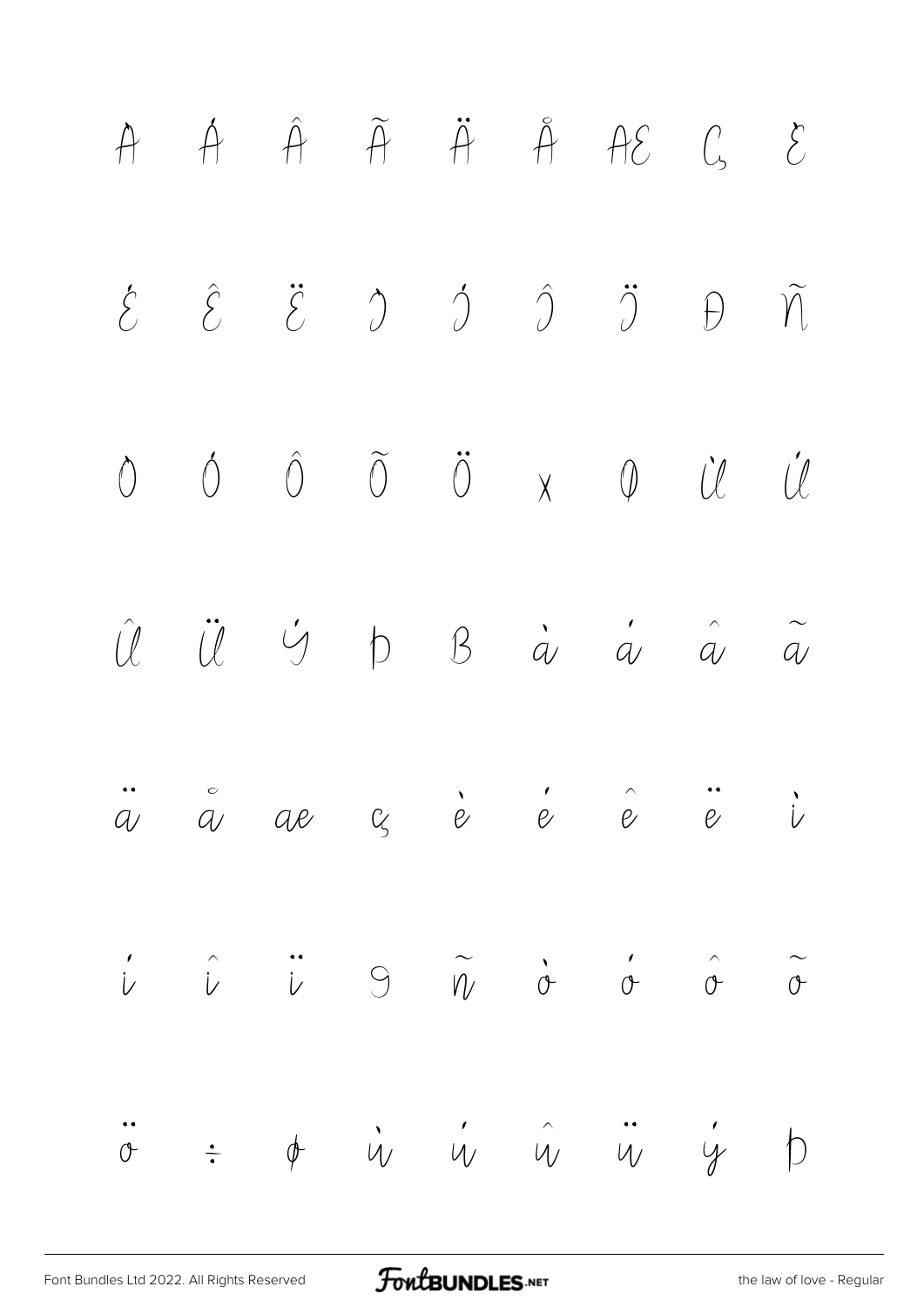À Á Â Ã Ä Å Æ Ç È

É Ê Ë Ì Í Î Ï Ð Ñ

Ò Ó Ô Õ Ö × Ø Ù Ú

Û Ü Ý Þ ß à á â ã

ä å æ ç è é ê ë ì

í î ï ð ñ ò ó ô õ

ö ÷ ø ù ú û ü ý þ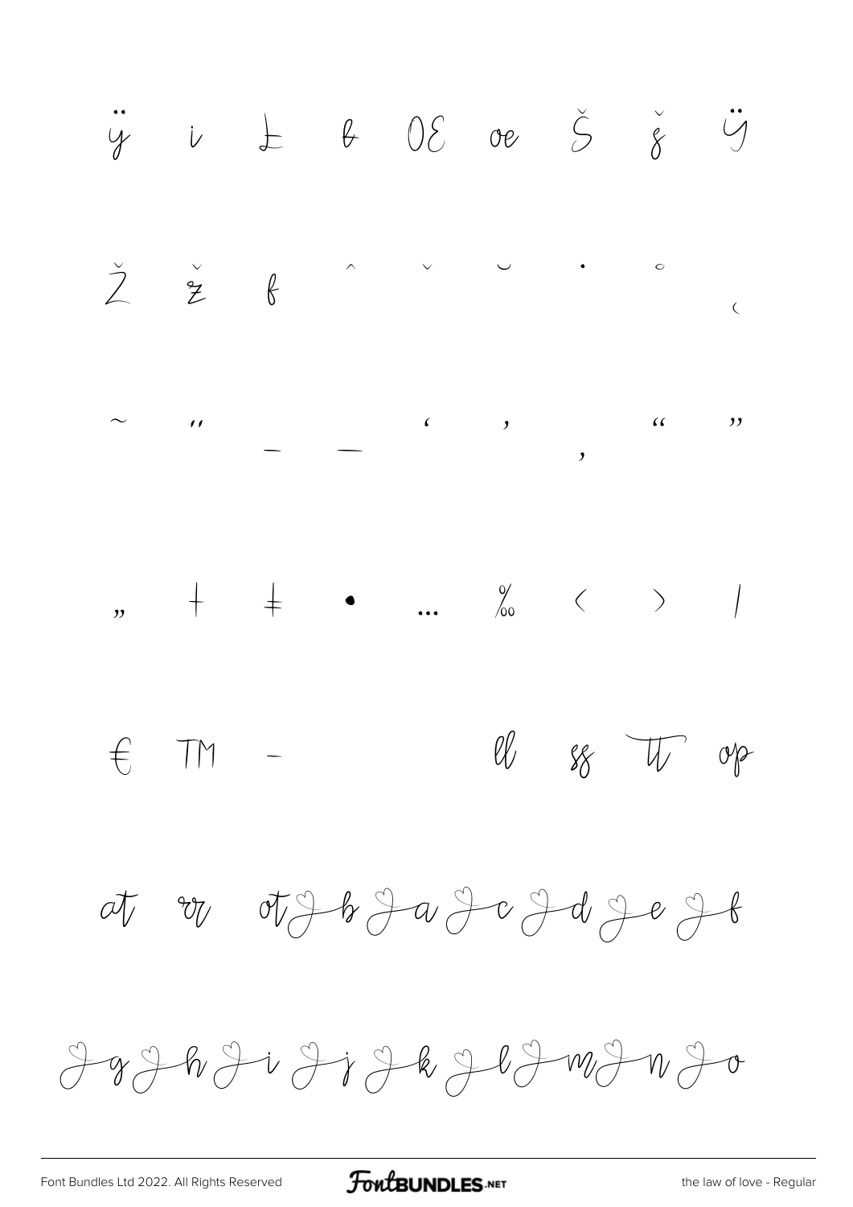ÿ ı Ł ł Œ œ Š š Ÿ

Ž ž ƒ ˆ ˇ ˘ ˙ ˚ ˛

˜ ˝ – — ' ' ‚ " "

„ † ‡ • … ‰ ‹ › ⁄

€ ™ − ll ss tt op

at rr ot b a c d e f

g h i j k l m n o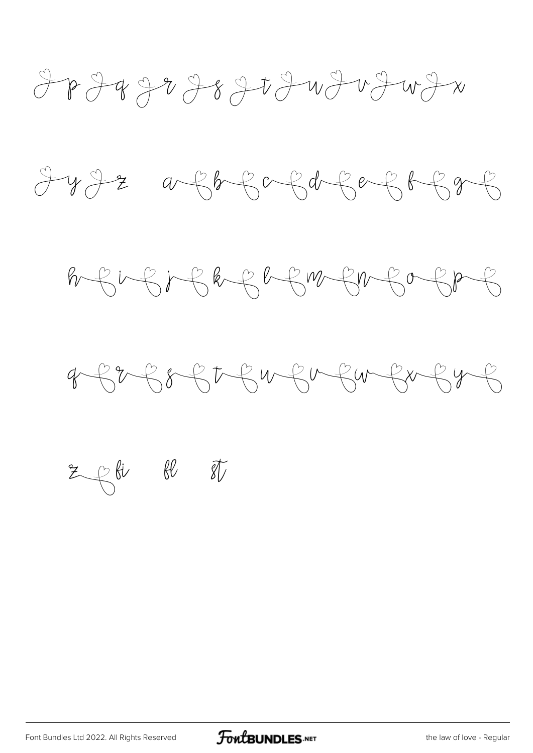p q r s t u v w x

y z a b c d e f g

h i j k l m n o p

q r s t u v w x y

z fi fl st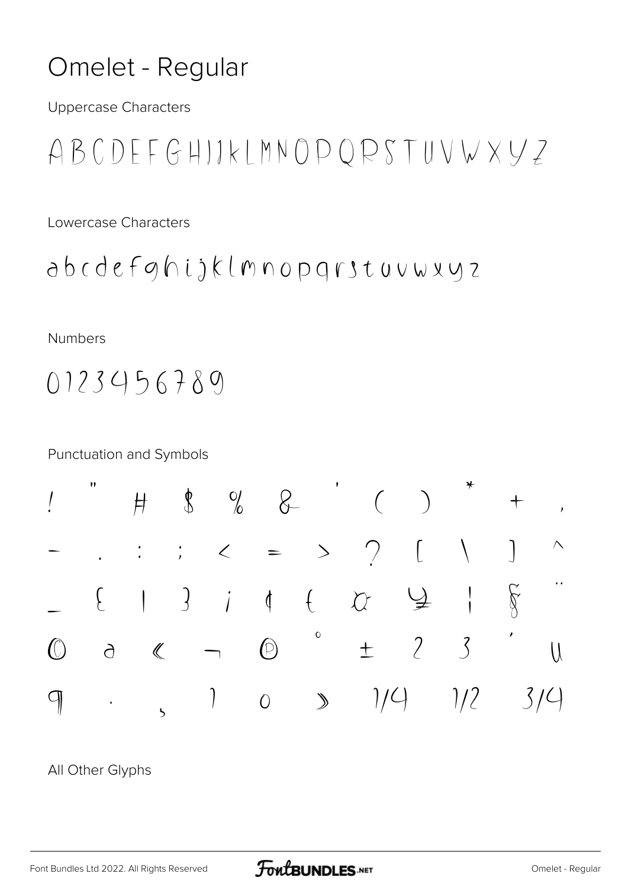# Omelet - Regular

Uppercase Characters

A B C D E F G H I J K L M N O P Q R S T U V W X Y Z

Lowercase Characters

a b c d e f g h i j k l m n o p q r s t u v w x y z

Numbers

0 1 2 3 4 5 6 7 8 9

Punctuation and Symbols

! " # $ % & ' ( ) * + ,

- . : ; < = > ? [ \ ] ^

_ { | } ¡ ¢ £ ¤ ¥ ¦ § ¨

© ª « ¬ ® ° ± ² ³ ´ µ

¶ · ¸ ¹ º » ¼ ½ ¾

All Other Glyphs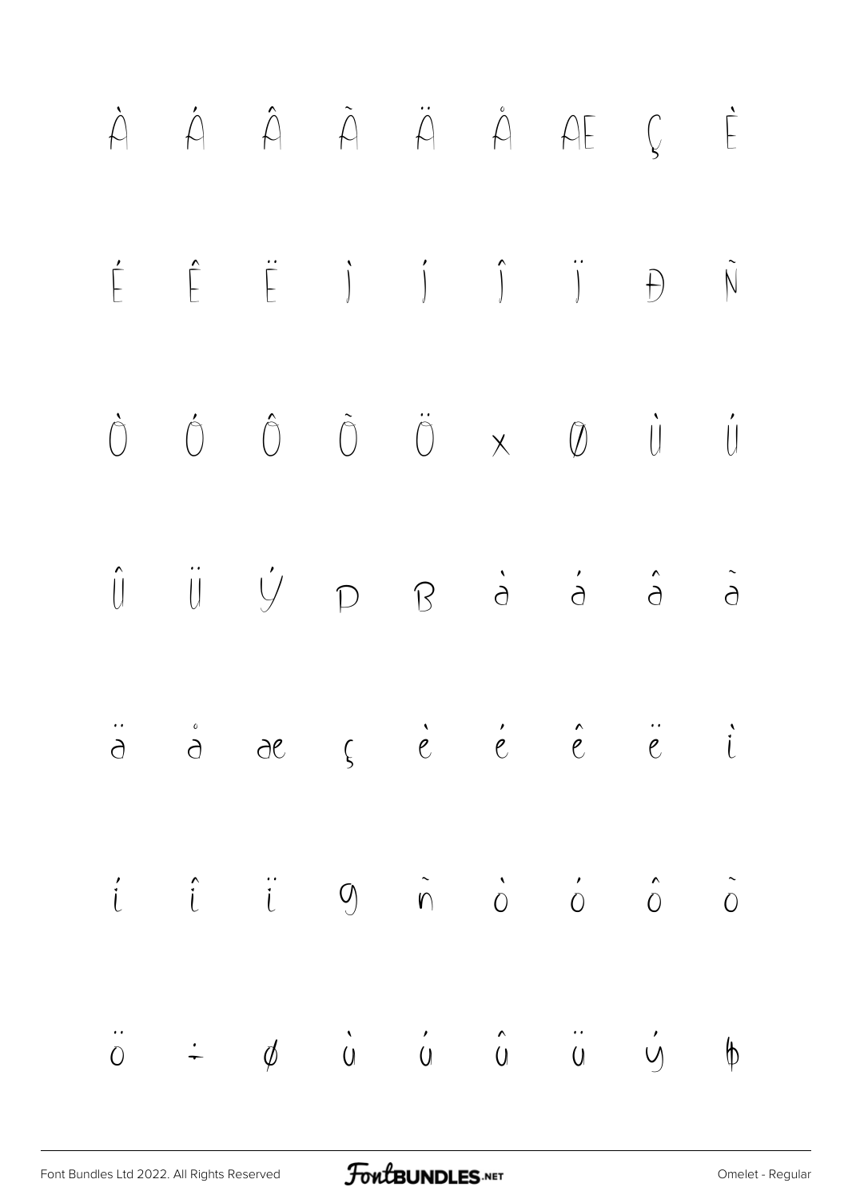À Á Â Ã Ä Å Æ Ç È

É Ê Ë Ì Í Î Ï Ð Ñ

Ò Ó Ô Õ Ö × Ø Ù Ú

Û Ü Ý Þ ß à á â ã

ä å æ ç è é ê ë ì

í î ï ð ñ ò ó ô õ

ö ÷ ø ù ú û ü ý þ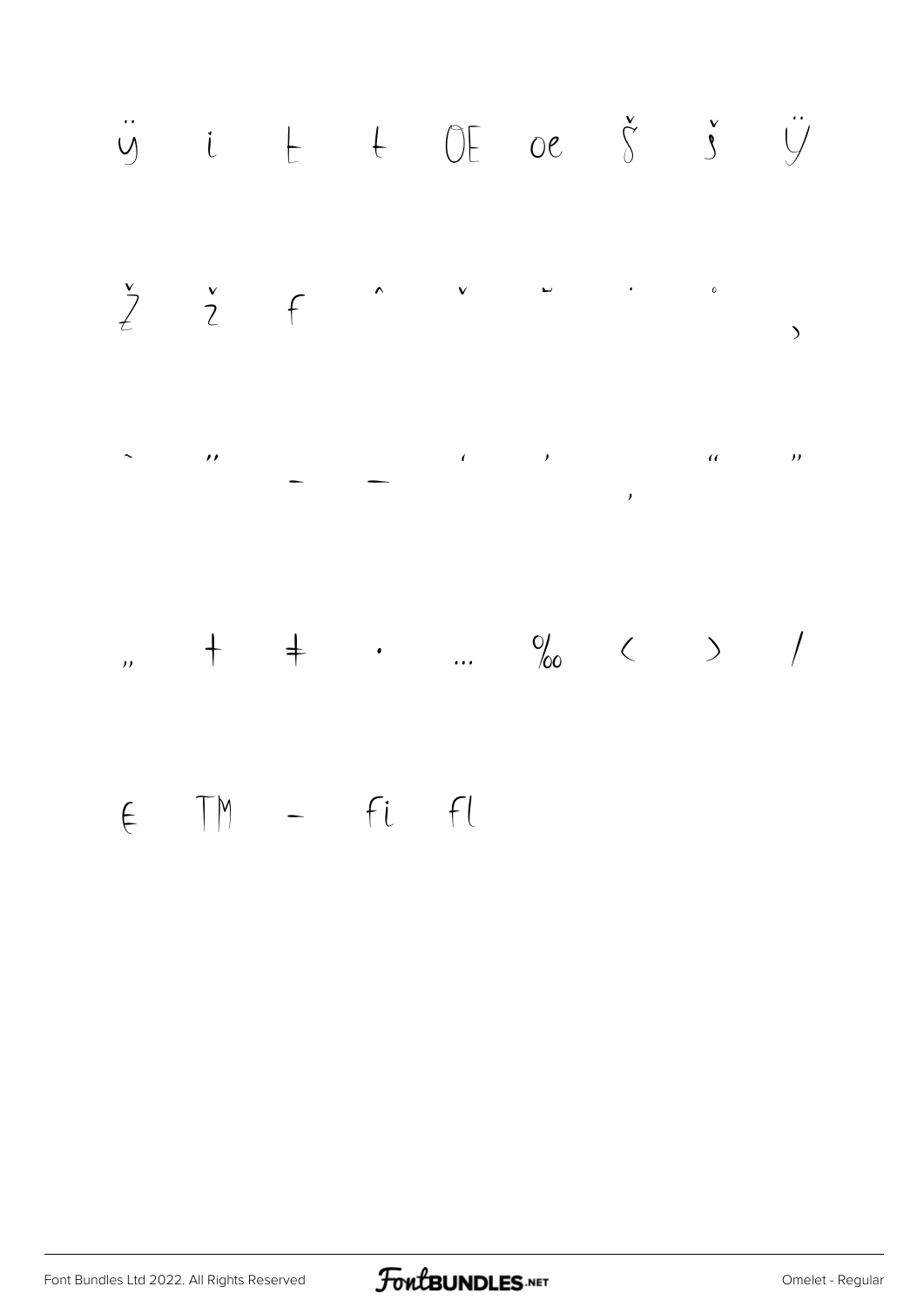ÿ ı Ł ł Œ œ Š š Ÿ

Ž ž ƒ ˆ ˇ ˘ ˙ ˚ ˛

˜ ˝ – — ' ' ‚ " "

„ † ‡ • … ‰ ‹ › ⁄

€ ™ − ﬁ ﬂ